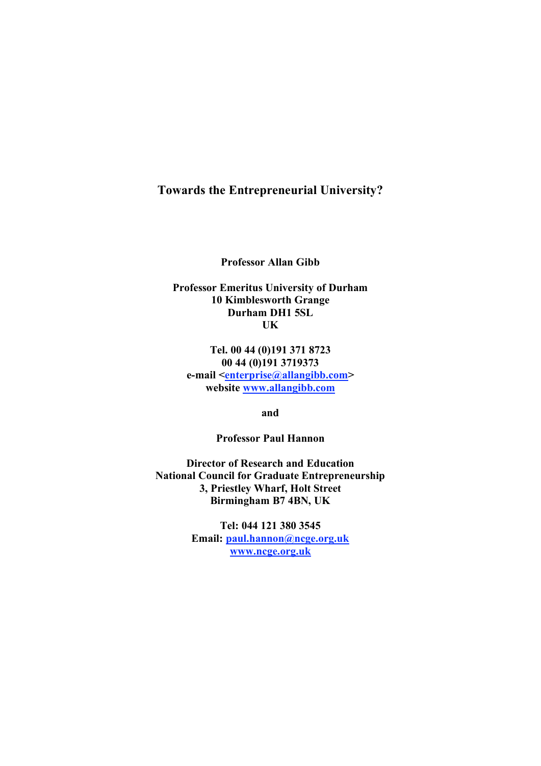# Towards the Entrepreneurial University?

**Professor Allan Gibb**

**Professor Emeritus University of Durham**
**10 Kimblesworth Grange**
**Durham DH1 5SL**
**UK**

**Tel. 00 44 (0)191 371 8723**
**00 44 (0)191 3719373**
**e-mail <enterprise@allangibb.com>**
**website www.allangibb.com**

**and**

**Professor Paul Hannon**

**Director of Research and Education**
**National Council for Graduate Entrepreneurship**
**3, Priestley Wharf, Holt Street**
**Birmingham B7 4BN, UK**

**Tel: 044 121 380 3545**
**Email: paul.hannon@ncge.org.uk**
**www.ncge.org.uk**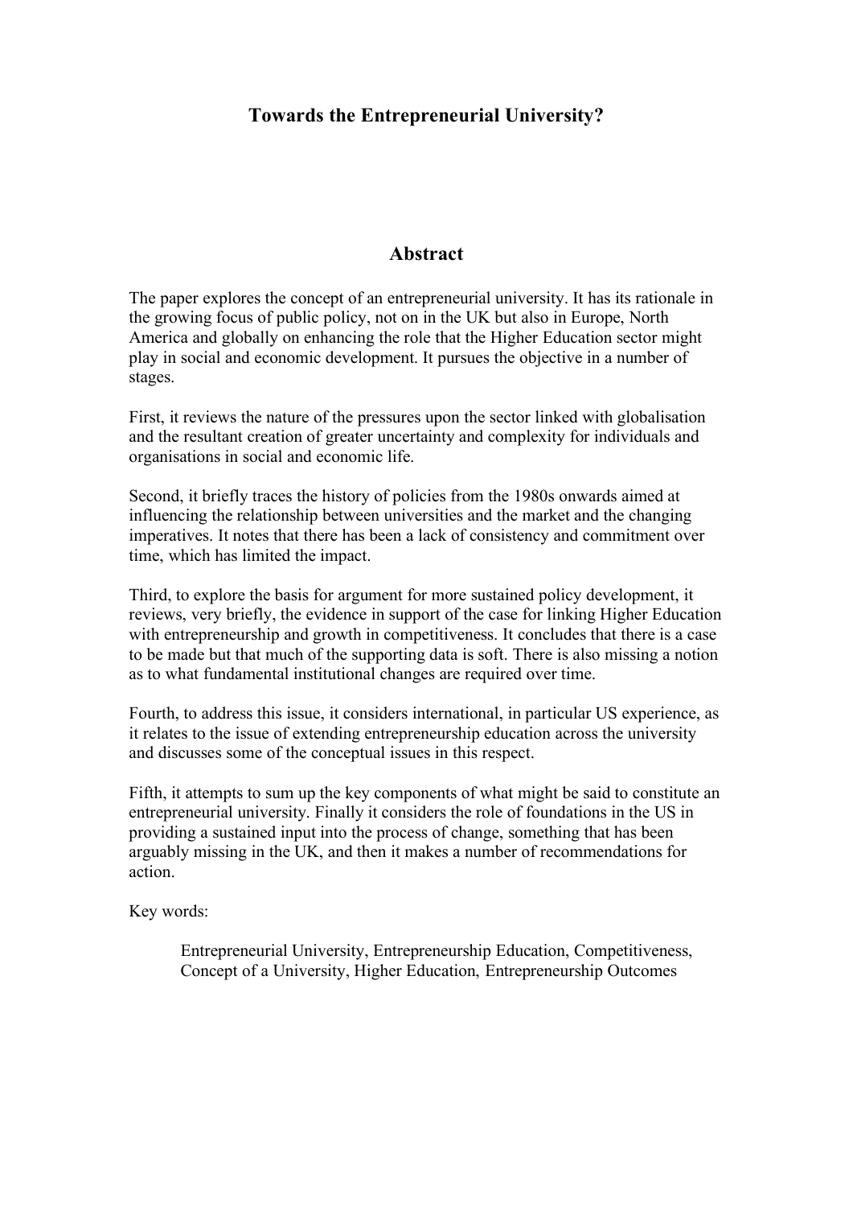# Towards the Entrepreneurial University?

## Abstract

The paper explores the concept of an entrepreneurial university. It has its rationale in the growing focus of public policy, not on in the UK but also in Europe, North America and globally on enhancing the role that the Higher Education sector might play in social and economic development. It pursues the objective in a number of stages.

First, it reviews the nature of the pressures upon the sector linked with globalisation and the resultant creation of greater uncertainty and complexity for individuals and organisations in social and economic life.

Second, it briefly traces the history of policies from the 1980s onwards aimed at influencing the relationship between universities and the market and the changing imperatives. It notes that there has been a lack of consistency and commitment over time, which has limited the impact.

Third, to explore the basis for argument for more sustained policy development, it reviews, very briefly, the evidence in support of the case for linking Higher Education with entrepreneurship and growth in competitiveness. It concludes that there is a case to be made but that much of the supporting data is soft. There is also missing a notion as to what fundamental institutional changes are required over time.

Fourth, to address this issue, it considers international, in particular US experience, as it relates to the issue of extending entrepreneurship education across the university and discusses some of the conceptual issues in this respect.

Fifth, it attempts to sum up the key components of what might be said to constitute an entrepreneurial university. Finally it considers the role of foundations in the US in providing a sustained input into the process of change, something that has been arguably missing in the UK, and then it makes a number of recommendations for action.

Key words:

Entrepreneurial University, Entrepreneurship Education, Competitiveness, Concept of a University, Higher Education, Entrepreneurship Outcomes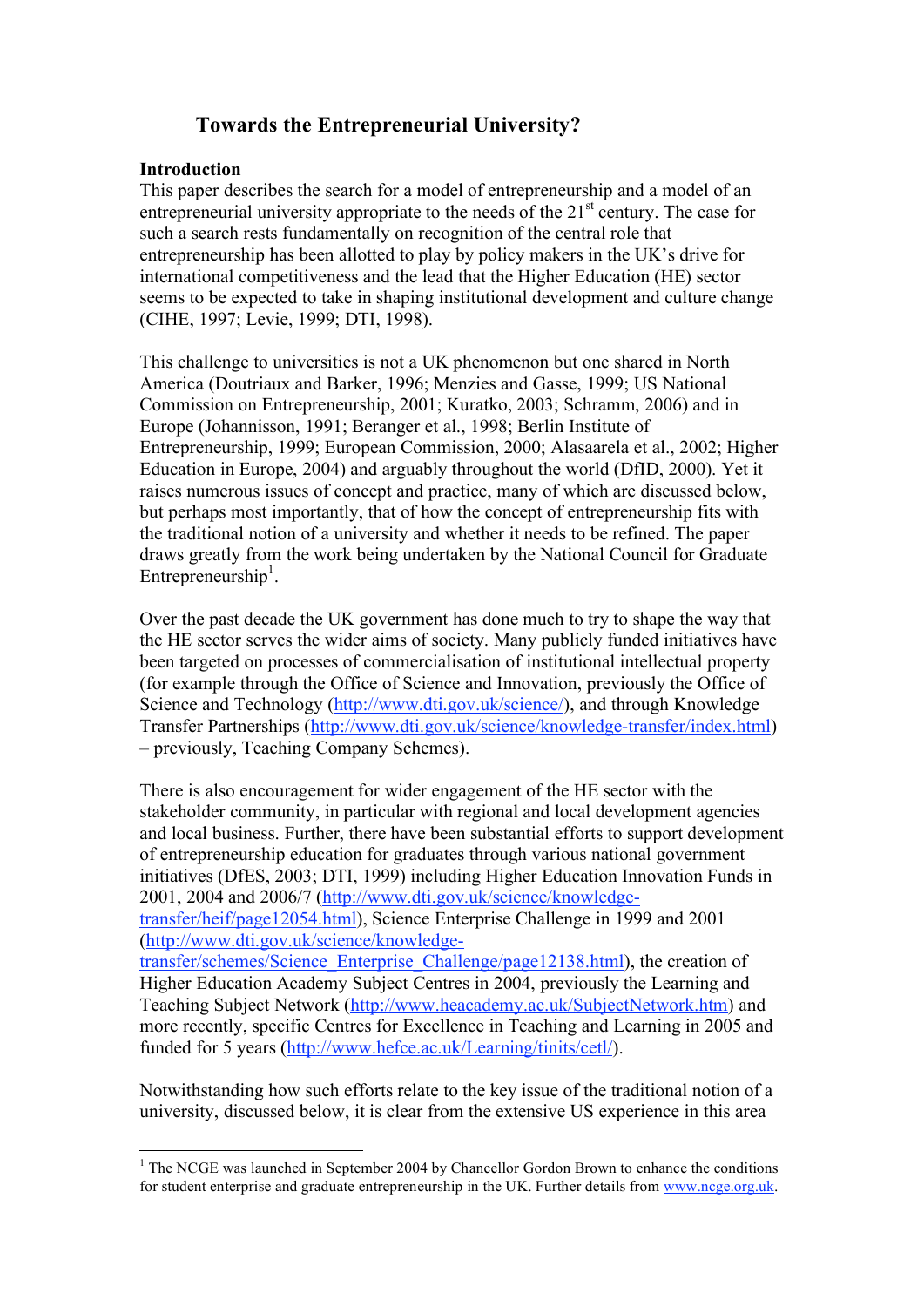# Towards the Entrepreneurial University?

## Introduction

This paper describes the search for a model of entrepreneurship and a model of an entrepreneurial university appropriate to the needs of the 21$^{st}$ century. The case for such a search rests fundamentally on recognition of the central role that entrepreneurship has been allotted to play by policy makers in the UK's drive for international competitiveness and the lead that the Higher Education (HE) sector seems to be expected to take in shaping institutional development and culture change (CIHE, 1997; Levie, 1999; DTI, 1998).

This challenge to universities is not a UK phenomenon but one shared in North America (Doutriaux and Barker, 1996; Menzies and Gasse, 1999; US National Commission on Entrepreneurship, 2001; Kuratko, 2003; Schramm, 2006) and in Europe (Johannisson, 1991; Beranger et al., 1998; Berlin Institute of Entrepreneurship, 1999; European Commission, 2000; Alasaarela et al., 2002; Higher Education in Europe, 2004) and arguably throughout the world (DfID, 2000). Yet it raises numerous issues of concept and practice, many of which are discussed below, but perhaps most importantly, that of how the concept of entrepreneurship fits with the traditional notion of a university and whether it needs to be refined. The paper draws greatly from the work being undertaken by the National Council for Graduate Entrepreneurship[1].

Over the past decade the UK government has done much to try to shape the way that the HE sector serves the wider aims of society. Many publicly funded initiatives have been targeted on processes of commercialisation of institutional intellectual property (for example through the Office of Science and Innovation, previously the Office of Science and Technology (http://www.dti.gov.uk/science/), and through Knowledge Transfer Partnerships (http://www.dti.gov.uk/science/knowledge-transfer/index.html) – previously, Teaching Company Schemes).

There is also encouragement for wider engagement of the HE sector with the stakeholder community, in particular with regional and local development agencies and local business. Further, there have been substantial efforts to support development of entrepreneurship education for graduates through various national government initiatives (DfES, 2003; DTI, 1999) including Higher Education Innovation Funds in 2001, 2004 and 2006/7 (http://www.dti.gov.uk/science/knowledge-transfer/heif/page12054.html), Science Enterprise Challenge in 1999 and 2001 (http://www.dti.gov.uk/science/knowledge-transfer/schemes/Science_Enterprise_Challenge/page12138.html), the creation of Higher Education Academy Subject Centres in 2004, previously the Learning and Teaching Subject Network (http://www.heacademy.ac.uk/SubjectNetwork.htm) and more recently, specific Centres for Excellence in Teaching and Learning in 2005 and funded for 5 years (http://www.hefce.ac.uk/Learning/tinits/cetl/).

Notwithstanding how such efforts relate to the key issue of the traditional notion of a university, discussed below, it is clear from the extensive US experience in this area

---

[1] The NCGE was launched in September 2004 by Chancellor Gordon Brown to enhance the conditions for student enterprise and graduate entrepreneurship in the UK. Further details from www.ncge.org.uk.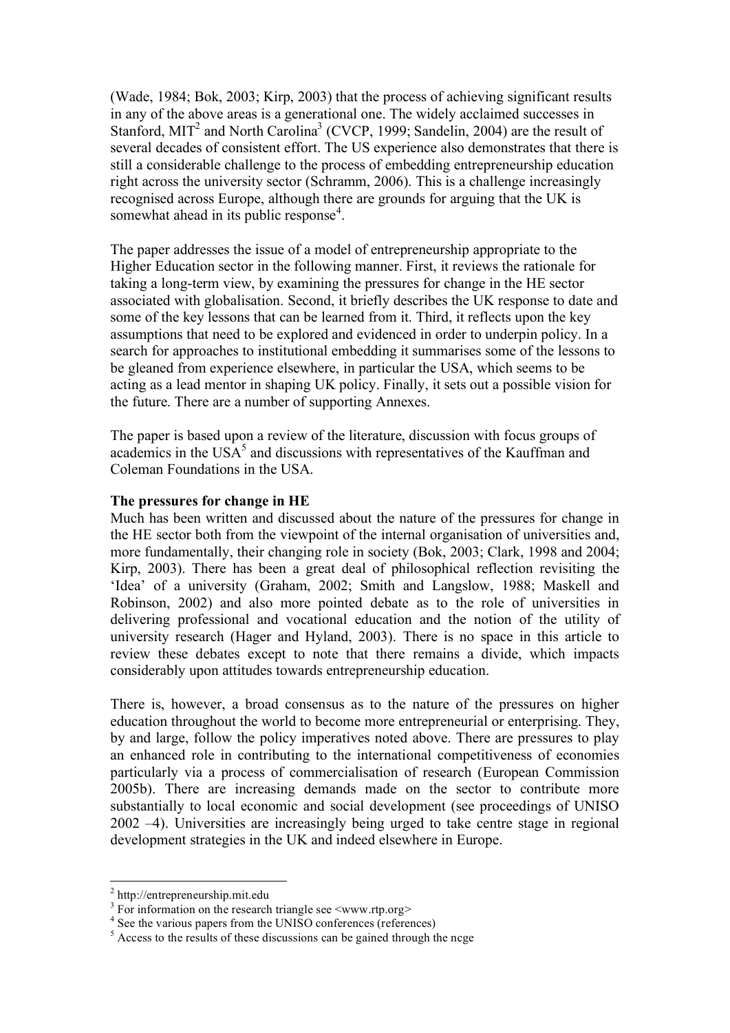(Wade, 1984; Bok, 2003; Kirp, 2003) that the process of achieving significant results in any of the above areas is a generational one. The widely acclaimed successes in Stanford, MIT[2] and North Carolina[3] (CVCP, 1999; Sandelin, 2004) are the result of several decades of consistent effort. The US experience also demonstrates that there is still a considerable challenge to the process of embedding entrepreneurship education right across the university sector (Schramm, 2006). This is a challenge increasingly recognised across Europe, although there are grounds for arguing that the UK is somewhat ahead in its public response[4].

The paper addresses the issue of a model of entrepreneurship appropriate to the Higher Education sector in the following manner. First, it reviews the rationale for taking a long-term view, by examining the pressures for change in the HE sector associated with globalisation. Second, it briefly describes the UK response to date and some of the key lessons that can be learned from it. Third, it reflects upon the key assumptions that need to be explored and evidenced in order to underpin policy. In a search for approaches to institutional embedding it summarises some of the lessons to be gleaned from experience elsewhere, in particular the USA, which seems to be acting as a lead mentor in shaping UK policy. Finally, it sets out a possible vision for the future. There are a number of supporting Annexes.

The paper is based upon a review of the literature, discussion with focus groups of academics in the USA[5] and discussions with representatives of the Kauffman and Coleman Foundations in the USA.

**The pressures for change in HE**

Much has been written and discussed about the nature of the pressures for change in the HE sector both from the viewpoint of the internal organisation of universities and, more fundamentally, their changing role in society (Bok, 2003; Clark, 1998 and 2004; Kirp, 2003). There has been a great deal of philosophical reflection revisiting the 'Idea' of a university (Graham, 2002; Smith and Langslow, 1988; Maskell and Robinson, 2002) and also more pointed debate as to the role of universities in delivering professional and vocational education and the notion of the utility of university research (Hager and Hyland, 2003). There is no space in this article to review these debates except to note that there remains a divide, which impacts considerably upon attitudes towards entrepreneurship education.

There is, however, a broad consensus as to the nature of the pressures on higher education throughout the world to become more entrepreneurial or enterprising. They, by and large, follow the policy imperatives noted above. There are pressures to play an enhanced role in contributing to the international competitiveness of economies particularly via a process of commercialisation of research (European Commission 2005b). There are increasing demands made on the sector to contribute more substantially to local economic and social development (see proceedings of UNISO 2002 –4). Universities are increasingly being urged to take centre stage in regional development strategies in the UK and indeed elsewhere in Europe.

---

[2] http://entrepreneurship.mit.edu

[3] For information on the research triangle see <www.rtp.org>

[4] See the various papers from the UNISO conferences (references)

[5] Access to the results of these discussions can be gained through the ncge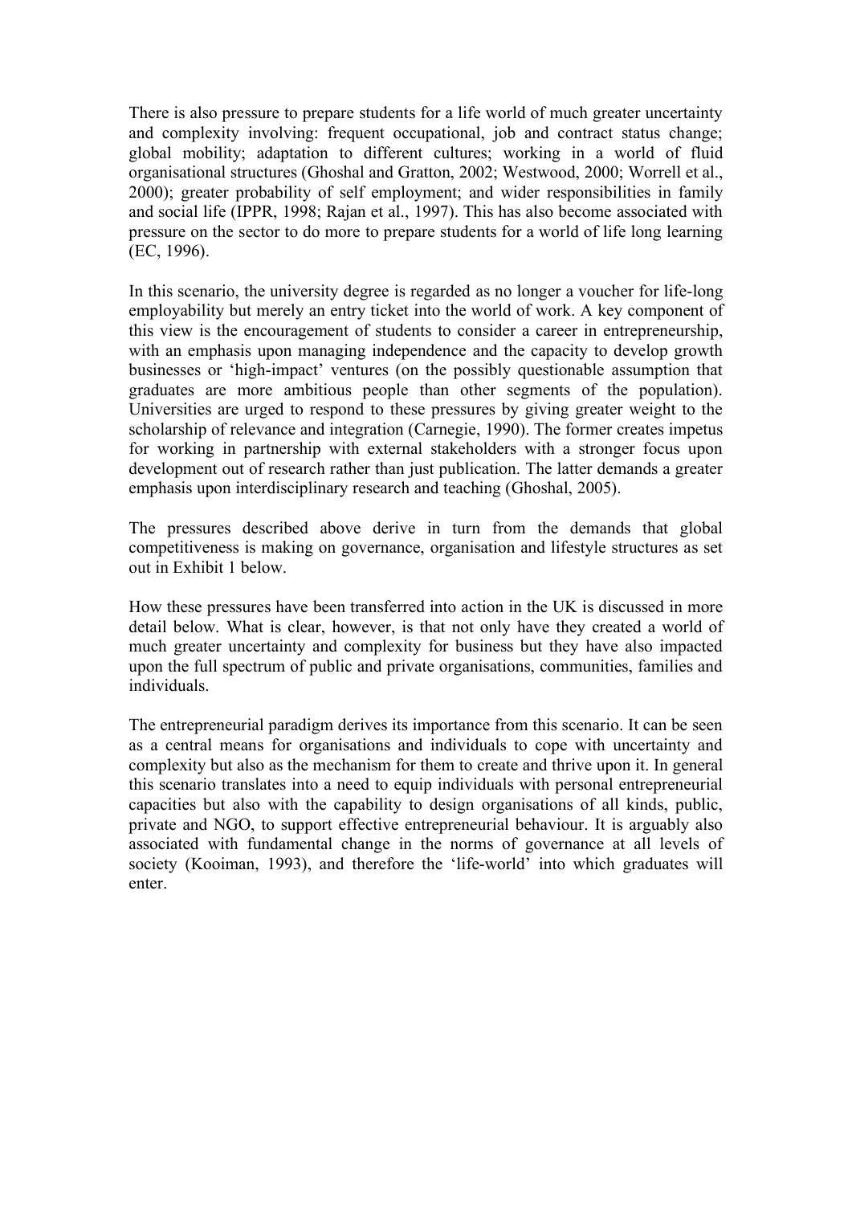There is also pressure to prepare students for a life world of much greater uncertainty and complexity involving: frequent occupational, job and contract status change; global mobility; adaptation to different cultures; working in a world of fluid organisational structures (Ghoshal and Gratton, 2002; Westwood, 2000; Worrell et al., 2000); greater probability of self employment; and wider responsibilities in family and social life (IPPR, 1998; Rajan et al., 1997). This has also become associated with pressure on the sector to do more to prepare students for a world of life long learning (EC, 1996).

In this scenario, the university degree is regarded as no longer a voucher for life-long employability but merely an entry ticket into the world of work. A key component of this view is the encouragement of students to consider a career in entrepreneurship, with an emphasis upon managing independence and the capacity to develop growth businesses or 'high-impact' ventures (on the possibly questionable assumption that graduates are more ambitious people than other segments of the population). Universities are urged to respond to these pressures by giving greater weight to the scholarship of relevance and integration (Carnegie, 1990). The former creates impetus for working in partnership with external stakeholders with a stronger focus upon development out of research rather than just publication. The latter demands a greater emphasis upon interdisciplinary research and teaching (Ghoshal, 2005).

The pressures described above derive in turn from the demands that global competitiveness is making on governance, organisation and lifestyle structures as set out in Exhibit 1 below.

How these pressures have been transferred into action in the UK is discussed in more detail below. What is clear, however, is that not only have they created a world of much greater uncertainty and complexity for business but they have also impacted upon the full spectrum of public and private organisations, communities, families and individuals.

The entrepreneurial paradigm derives its importance from this scenario. It can be seen as a central means for organisations and individuals to cope with uncertainty and complexity but also as the mechanism for them to create and thrive upon it. In general this scenario translates into a need to equip individuals with personal entrepreneurial capacities but also with the capability to design organisations of all kinds, public, private and NGO, to support effective entrepreneurial behaviour. It is arguably also associated with fundamental change in the norms of governance at all levels of society (Kooiman, 1993), and therefore the 'life-world' into which graduates will enter.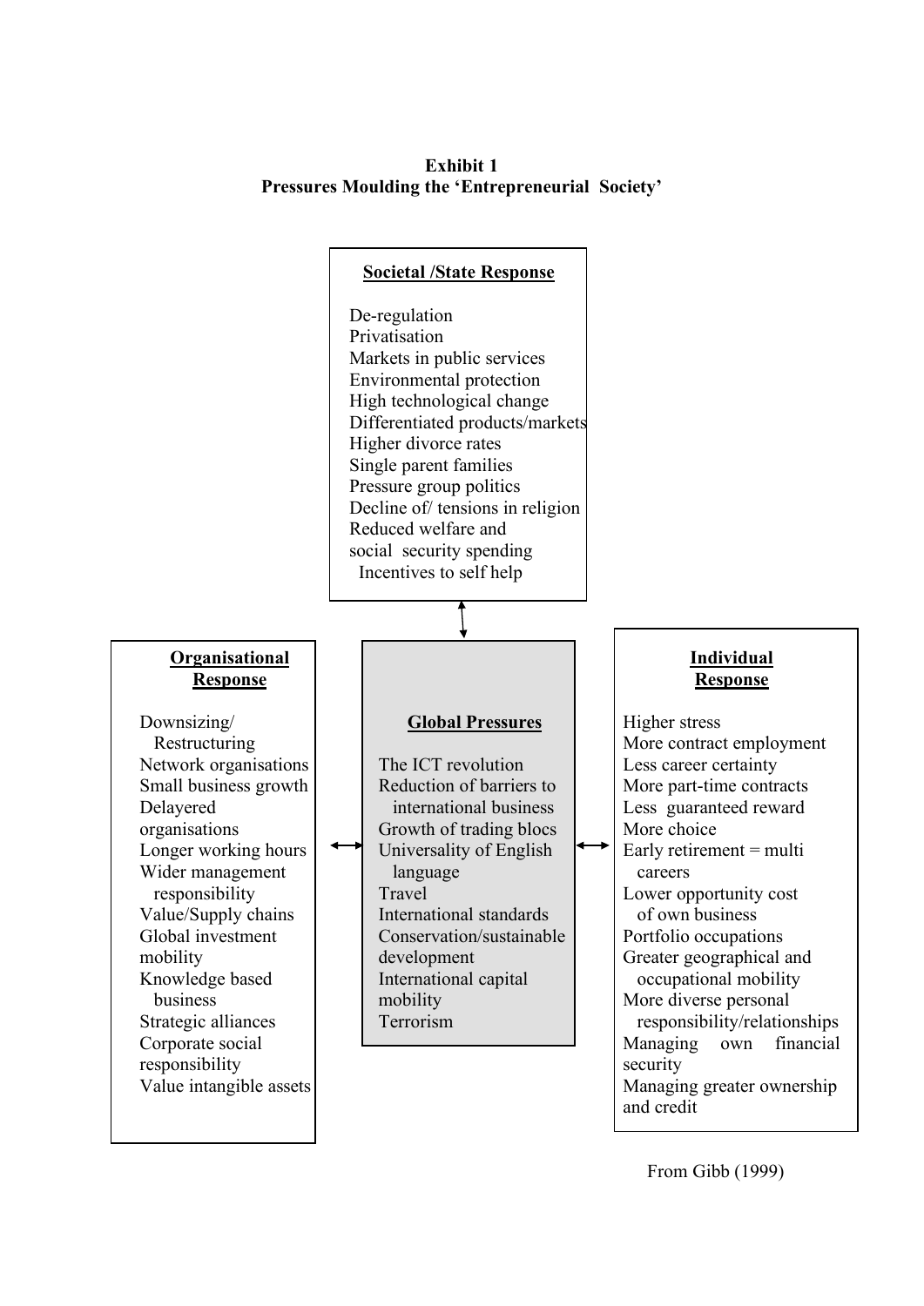**Exhibit 1**
**Pressures Moulding the 'Entrepreneurial Society'**

**Societal /State Response**

De-regulation
Privatisation
Markets in public services
Environmental protection
High technological change
Differentiated products/markets
Higher divorce rates
Single parent families
Pressure group politics
Decline of/ tensions in religion
Reduced welfare and social security spending
Incentives to self help

**Organisational Response**

Downsizing/ Restructuring
Network organisations
Small business growth
Delayered organisations
Longer working hours
Wider management responsibility
Value/Supply chains
Global investment mobility
Knowledge based business
Strategic alliances
Corporate social responsibility
Value intangible assets

**Global Pressures**

The ICT revolution
Reduction of barriers to international business
Growth of trading blocs
Universality of English language
Travel
International standards
Conservation/sustainable development
International capital mobility
Terrorism

**Individual Response**

Higher stress
More contract employment
Less career certainty
More part-time contracts
Less guaranteed reward
More choice
Early retirement = multi careers
Lower opportunity cost of own business
Portfolio occupations
Greater geographical and occupational mobility
More diverse personal responsibility/relationships
Managing own financial security
Managing greater ownership and credit

From Gibb (1999)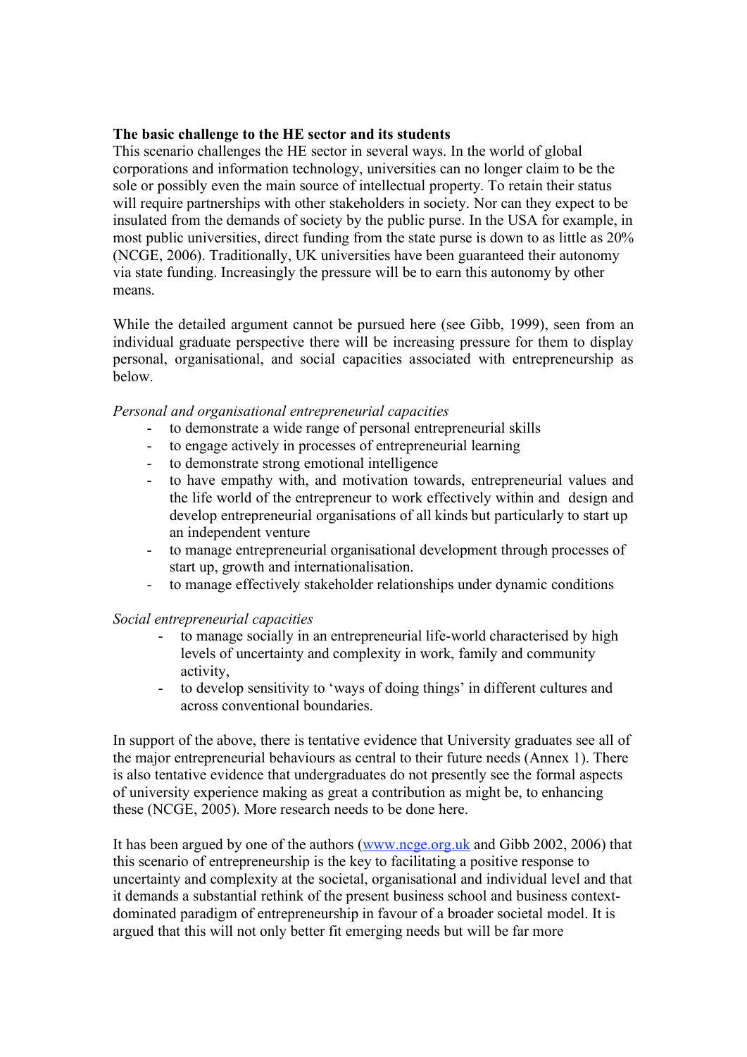**The basic challenge to the HE sector and its students**

This scenario challenges the HE sector in several ways. In the world of global corporations and information technology, universities can no longer claim to be the sole or possibly even the main source of intellectual property. To retain their status will require partnerships with other stakeholders in society. Nor can they expect to be insulated from the demands of society by the public purse. In the USA for example, in most public universities, direct funding from the state purse is down to as little as 20% (NCGE, 2006). Traditionally, UK universities have been guaranteed their autonomy via state funding. Increasingly the pressure will be to earn this autonomy by other means.

While the detailed argument cannot be pursued here (see Gibb, 1999), seen from an individual graduate perspective there will be increasing pressure for them to display personal, organisational, and social capacities associated with entrepreneurship as below.

*Personal and organisational entrepreneurial capacities*

- to demonstrate a wide range of personal entrepreneurial skills
- to engage actively in processes of entrepreneurial learning
- to demonstrate strong emotional intelligence
- to have empathy with, and motivation towards, entrepreneurial values and the life world of the entrepreneur to work effectively within and design and develop entrepreneurial organisations of all kinds but particularly to start up an independent venture
- to manage entrepreneurial organisational development through processes of start up, growth and internationalisation.
- to manage effectively stakeholder relationships under dynamic conditions

*Social entrepreneurial capacities*

- to manage socially in an entrepreneurial life-world characterised by high levels of uncertainty and complexity in work, family and community activity,
- to develop sensitivity to 'ways of doing things' in different cultures and across conventional boundaries.

In support of the above, there is tentative evidence that University graduates see all of the major entrepreneurial behaviours as central to their future needs (Annex 1). There is also tentative evidence that undergraduates do not presently see the formal aspects of university experience making as great a contribution as might be, to enhancing these (NCGE, 2005). More research needs to be done here.

It has been argued by one of the authors (www.ncge.org.uk and Gibb 2002, 2006) that this scenario of entrepreneurship is the key to facilitating a positive response to uncertainty and complexity at the societal, organisational and individual level and that it demands a substantial rethink of the present business school and business context-dominated paradigm of entrepreneurship in favour of a broader societal model. It is argued that this will not only better fit emerging needs but will be far more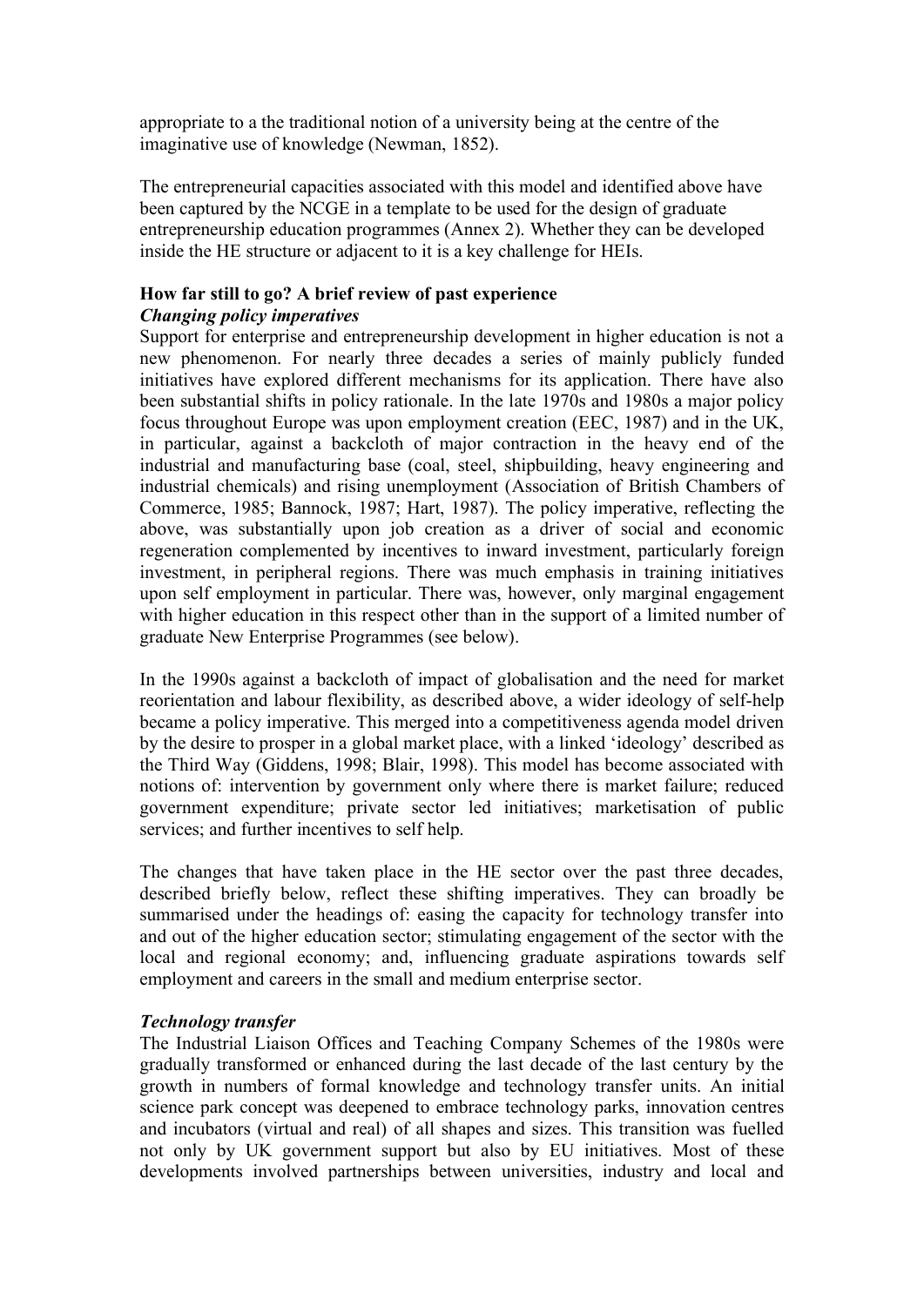appropriate to a the traditional notion of a university being at the centre of the imaginative use of knowledge (Newman, 1852).

The entrepreneurial capacities associated with this model and identified above have been captured by the NCGE in a template to be used for the design of graduate entrepreneurship education programmes (Annex 2). Whether they can be developed inside the HE structure or adjacent to it is a key challenge for HEIs.

**How far still to go? A brief review of past experience**

***Changing policy imperatives***

Support for enterprise and entrepreneurship development in higher education is not a new phenomenon. For nearly three decades a series of mainly publicly funded initiatives have explored different mechanisms for its application. There have also been substantial shifts in policy rationale. In the late 1970s and 1980s a major policy focus throughout Europe was upon employment creation (EEC, 1987) and in the UK, in particular, against a backcloth of major contraction in the heavy end of the industrial and manufacturing base (coal, steel, shipbuilding, heavy engineering and industrial chemicals) and rising unemployment (Association of British Chambers of Commerce, 1985; Bannock, 1987; Hart, 1987). The policy imperative, reflecting the above, was substantially upon job creation as a driver of social and economic regeneration complemented by incentives to inward investment, particularly foreign investment, in peripheral regions. There was much emphasis in training initiatives upon self employment in particular. There was, however, only marginal engagement with higher education in this respect other than in the support of a limited number of graduate New Enterprise Programmes (see below).

In the 1990s against a backcloth of impact of globalisation and the need for market reorientation and labour flexibility, as described above, a wider ideology of self-help became a policy imperative. This merged into a competitiveness agenda model driven by the desire to prosper in a global market place, with a linked 'ideology' described as the Third Way (Giddens, 1998; Blair, 1998). This model has become associated with notions of: intervention by government only where there is market failure; reduced government expenditure; private sector led initiatives; marketisation of public services; and further incentives to self help.

The changes that have taken place in the HE sector over the past three decades, described briefly below, reflect these shifting imperatives. They can broadly be summarised under the headings of: easing the capacity for technology transfer into and out of the higher education sector; stimulating engagement of the sector with the local and regional economy; and, influencing graduate aspirations towards self employment and careers in the small and medium enterprise sector.

***Technology transfer***

The Industrial Liaison Offices and Teaching Company Schemes of the 1980s were gradually transformed or enhanced during the last decade of the last century by the growth in numbers of formal knowledge and technology transfer units. An initial science park concept was deepened to embrace technology parks, innovation centres and incubators (virtual and real) of all shapes and sizes. This transition was fuelled not only by UK government support but also by EU initiatives. Most of these developments involved partnerships between universities, industry and local and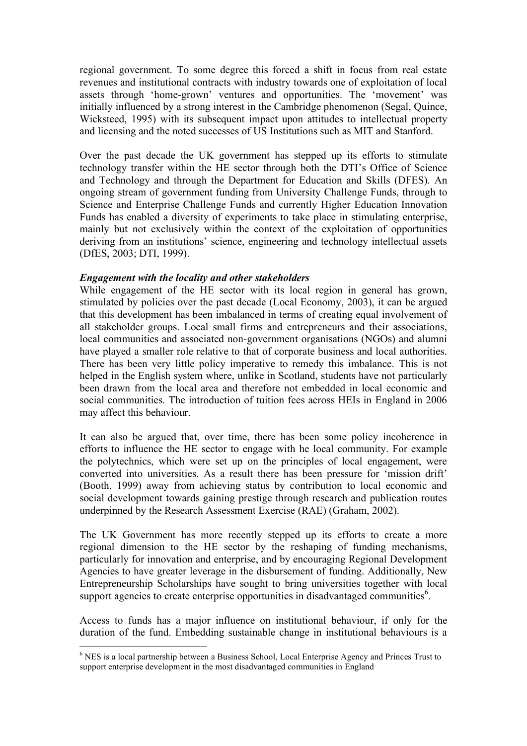regional government. To some degree this forced a shift in focus from real estate revenues and institutional contracts with industry towards one of exploitation of local assets through 'home-grown' ventures and opportunities. The 'movement' was initially influenced by a strong interest in the Cambridge phenomenon (Segal, Quince, Wicksteed, 1995) with its subsequent impact upon attitudes to intellectual property and licensing and the noted successes of US Institutions such as MIT and Stanford.

Over the past decade the UK government has stepped up its efforts to stimulate technology transfer within the HE sector through both the DTI's Office of Science and Technology and through the Department for Education and Skills (DFES). An ongoing stream of government funding from University Challenge Funds, through to Science and Enterprise Challenge Funds and currently Higher Education Innovation Funds has enabled a diversity of experiments to take place in stimulating enterprise, mainly but not exclusively within the context of the exploitation of opportunities deriving from an institutions' science, engineering and technology intellectual assets (DfES, 2003; DTI, 1999).

***Engagement with the locality and other stakeholders***

While engagement of the HE sector with its local region in general has grown, stimulated by policies over the past decade (Local Economy, 2003), it can be argued that this development has been imbalanced in terms of creating equal involvement of all stakeholder groups. Local small firms and entrepreneurs and their associations, local communities and associated non-government organisations (NGOs) and alumni have played a smaller role relative to that of corporate business and local authorities. There has been very little policy imperative to remedy this imbalance. This is not helped in the English system where, unlike in Scotland, students have not particularly been drawn from the local area and therefore not embedded in local economic and social communities. The introduction of tuition fees across HEIs in England in 2006 may affect this behaviour.

It can also be argued that, over time, there has been some policy incoherence in efforts to influence the HE sector to engage with he local community. For example the polytechnics, which were set up on the principles of local engagement, were converted into universities. As a result there has been pressure for 'mission drift' (Booth, 1999) away from achieving status by contribution to local economic and social development towards gaining prestige through research and publication routes underpinned by the Research Assessment Exercise (RAE) (Graham, 2002).

The UK Government has more recently stepped up its efforts to create a more regional dimension to the HE sector by the reshaping of funding mechanisms, particularly for innovation and enterprise, and by encouraging Regional Development Agencies to have greater leverage in the disbursement of funding. Additionally, New Entrepreneurship Scholarships have sought to bring universities together with local support agencies to create enterprise opportunities in disadvantaged communities[6].

Access to funds has a major influence on institutional behaviour, if only for the duration of the fund. Embedding sustainable change in institutional behaviours is a

[6] NES is a local partnership between a Business School, Local Enterprise Agency and Princes Trust to support enterprise development in the most disadvantaged communities in England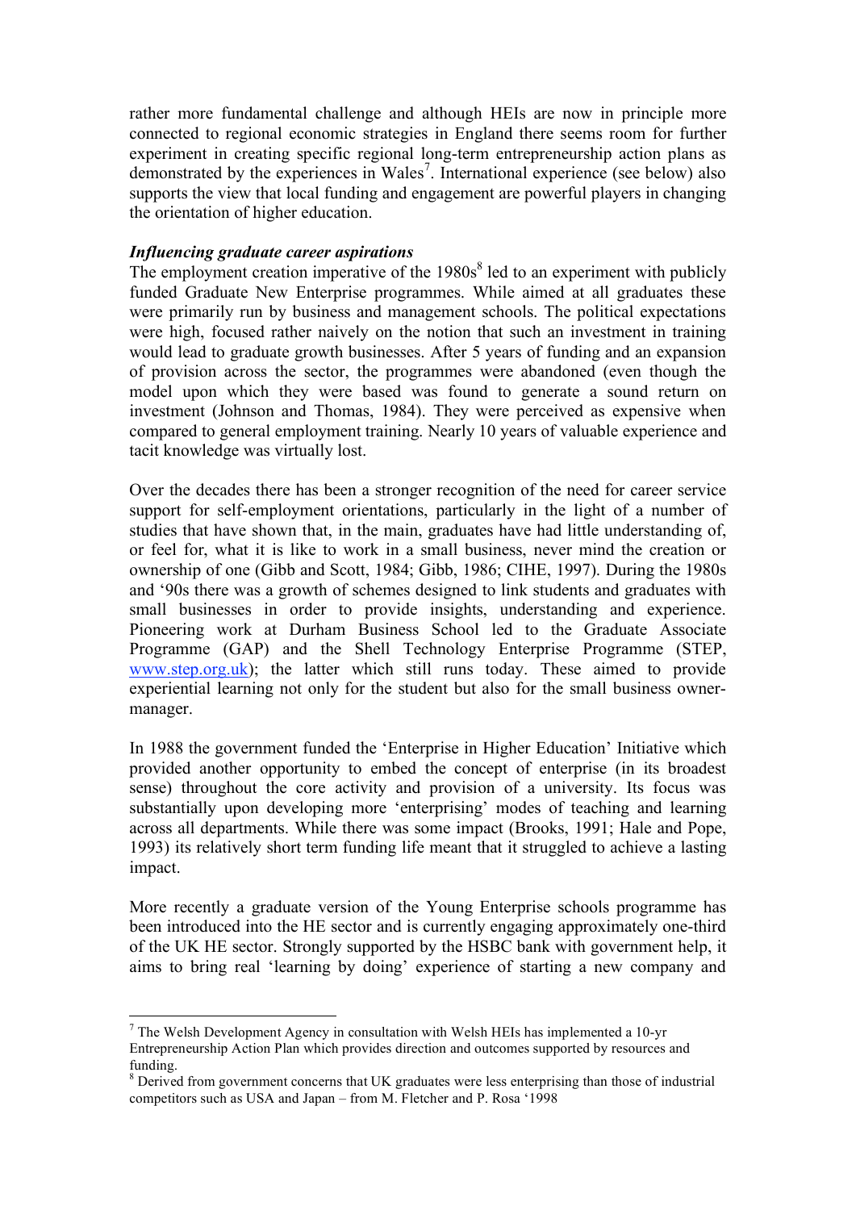rather more fundamental challenge and although HEIs are now in principle more connected to regional economic strategies in England there seems room for further experiment in creating specific regional long-term entrepreneurship action plans as demonstrated by the experiences in Wales[7]. International experience (see below) also supports the view that local funding and engagement are powerful players in changing the orientation of higher education.

***Influencing graduate career aspirations***

The employment creation imperative of the 1980s[8] led to an experiment with publicly funded Graduate New Enterprise programmes. While aimed at all graduates these were primarily run by business and management schools. The political expectations were high, focused rather naively on the notion that such an investment in training would lead to graduate growth businesses. After 5 years of funding and an expansion of provision across the sector, the programmes were abandoned (even though the model upon which they were based was found to generate a sound return on investment (Johnson and Thomas, 1984). They were perceived as expensive when compared to general employment training. Nearly 10 years of valuable experience and tacit knowledge was virtually lost.

Over the decades there has been a stronger recognition of the need for career service support for self-employment orientations, particularly in the light of a number of studies that have shown that, in the main, graduates have had little understanding of, or feel for, what it is like to work in a small business, never mind the creation or ownership of one (Gibb and Scott, 1984; Gibb, 1986; CIHE, 1997). During the 1980s and '90s there was a growth of schemes designed to link students and graduates with small businesses in order to provide insights, understanding and experience. Pioneering work at Durham Business School led to the Graduate Associate Programme (GAP) and the Shell Technology Enterprise Programme (STEP, www.step.org.uk); the latter which still runs today. These aimed to provide experiential learning not only for the student but also for the small business owner-manager.

In 1988 the government funded the 'Enterprise in Higher Education' Initiative which provided another opportunity to embed the concept of enterprise (in its broadest sense) throughout the core activity and provision of a university. Its focus was substantially upon developing more 'enterprising' modes of teaching and learning across all departments. While there was some impact (Brooks, 1991; Hale and Pope, 1993) its relatively short term funding life meant that it struggled to achieve a lasting impact.

More recently a graduate version of the Young Enterprise schools programme has been introduced into the HE sector and is currently engaging approximately one-third of the UK HE sector. Strongly supported by the HSBC bank with government help, it aims to bring real 'learning by doing' experience of starting a new company and

---

[7] The Welsh Development Agency in consultation with Welsh HEIs has implemented a 10-yr Entrepreneurship Action Plan which provides direction and outcomes supported by resources and funding.

[8] Derived from government concerns that UK graduates were less enterprising than those of industrial competitors such as USA and Japan – from M. Fletcher and P. Rosa '1998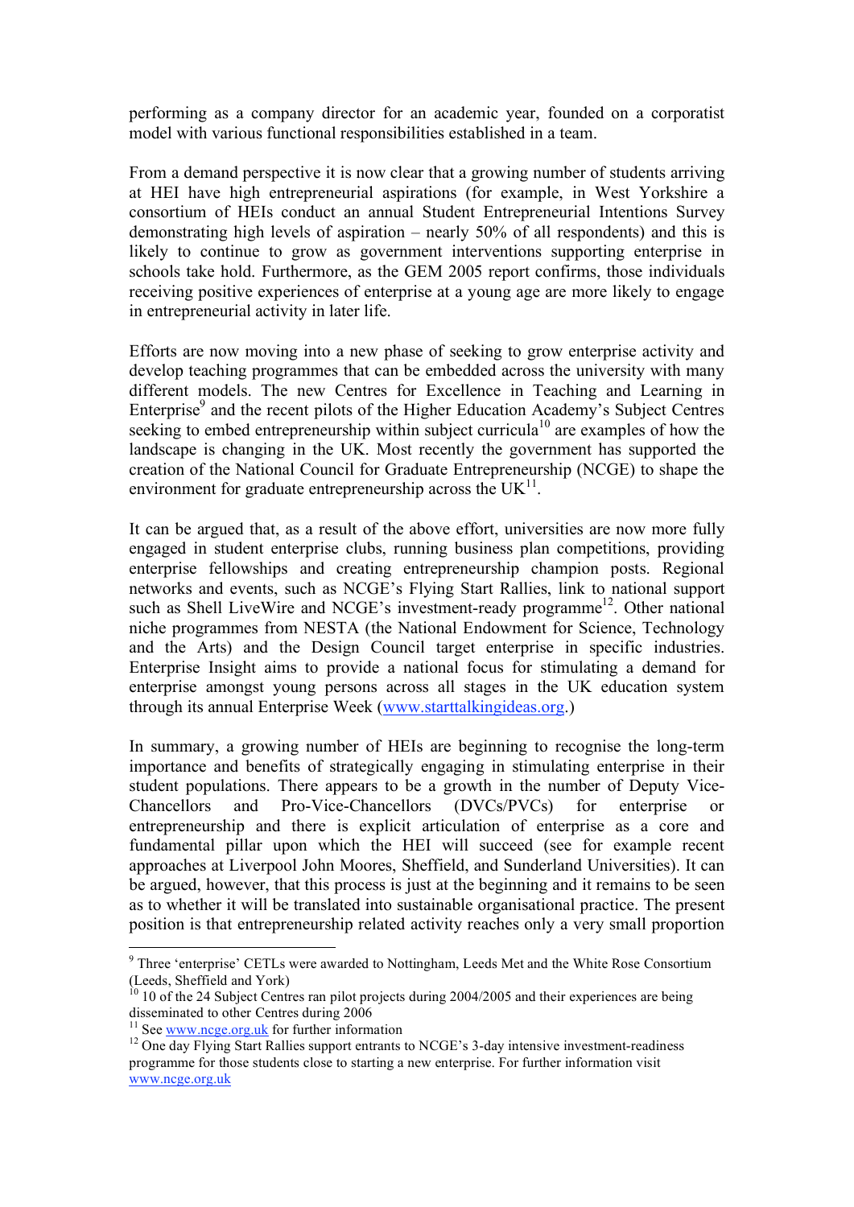performing as a company director for an academic year, founded on a corporatist model with various functional responsibilities established in a team.

From a demand perspective it is now clear that a growing number of students arriving at HEI have high entrepreneurial aspirations (for example, in West Yorkshire a consortium of HEIs conduct an annual Student Entrepreneurial Intentions Survey demonstrating high levels of aspiration – nearly 50% of all respondents) and this is likely to continue to grow as government interventions supporting enterprise in schools take hold. Furthermore, as the GEM 2005 report confirms, those individuals receiving positive experiences of enterprise at a young age are more likely to engage in entrepreneurial activity in later life.

Efforts are now moving into a new phase of seeking to grow enterprise activity and develop teaching programmes that can be embedded across the university with many different models. The new Centres for Excellence in Teaching and Learning in Enterprise[9] and the recent pilots of the Higher Education Academy's Subject Centres seeking to embed entrepreneurship within subject curricula[10] are examples of how the landscape is changing in the UK. Most recently the government has supported the creation of the National Council for Graduate Entrepreneurship (NCGE) to shape the environment for graduate entrepreneurship across the UK[11].

It can be argued that, as a result of the above effort, universities are now more fully engaged in student enterprise clubs, running business plan competitions, providing enterprise fellowships and creating entrepreneurship champion posts. Regional networks and events, such as NCGE's Flying Start Rallies, link to national support such as Shell LiveWire and NCGE's investment-ready programme[12]. Other national niche programmes from NESTA (the National Endowment for Science, Technology and the Arts) and the Design Council target enterprise in specific industries. Enterprise Insight aims to provide a national focus for stimulating a demand for enterprise amongst young persons across all stages in the UK education system through its annual Enterprise Week (www.starttalkingideas.org.)

In summary, a growing number of HEIs are beginning to recognise the long-term importance and benefits of strategically engaging in stimulating enterprise in their student populations. There appears to be a growth in the number of Deputy Vice-Chancellors and Pro-Vice-Chancellors (DVCs/PVCs) for enterprise or entrepreneurship and there is explicit articulation of enterprise as a core and fundamental pillar upon which the HEI will succeed (see for example recent approaches at Liverpool John Moores, Sheffield, and Sunderland Universities). It can be argued, however, that this process is just at the beginning and it remains to be seen as to whether it will be translated into sustainable organisational practice. The present position is that entrepreneurship related activity reaches only a very small proportion

---

[9] Three 'enterprise' CETLs were awarded to Nottingham, Leeds Met and the White Rose Consortium (Leeds, Sheffield and York)

[10] 10 of the 24 Subject Centres ran pilot projects during 2004/2005 and their experiences are being disseminated to other Centres during 2006

[11] See www.ncge.org.uk for further information

[12] One day Flying Start Rallies support entrants to NCGE's 3-day intensive investment-readiness programme for those students close to starting a new enterprise. For further information visit www.ncge.org.uk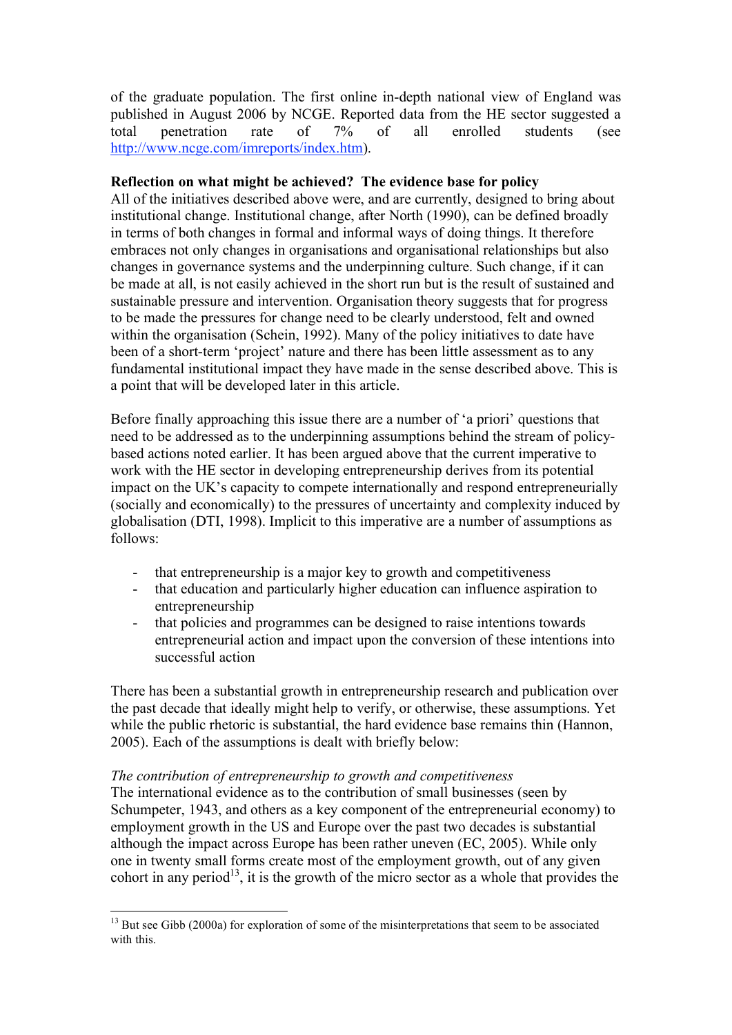of the graduate population. The first online in-depth national view of England was published in August 2006 by NCGE. Reported data from the HE sector suggested a total penetration rate of 7% of all enrolled students (see http://www.ncge.com/imreports/index.htm).

**Reflection on what might be achieved? The evidence base for policy**

All of the initiatives described above were, and are currently, designed to bring about institutional change. Institutional change, after North (1990), can be defined broadly in terms of both changes in formal and informal ways of doing things. It therefore embraces not only changes in organisations and organisational relationships but also changes in governance systems and the underpinning culture. Such change, if it can be made at all, is not easily achieved in the short run but is the result of sustained and sustainable pressure and intervention. Organisation theory suggests that for progress to be made the pressures for change need to be clearly understood, felt and owned within the organisation (Schein, 1992). Many of the policy initiatives to date have been of a short-term 'project' nature and there has been little assessment as to any fundamental institutional impact they have made in the sense described above. This is a point that will be developed later in this article.

Before finally approaching this issue there are a number of 'a priori' questions that need to be addressed as to the underpinning assumptions behind the stream of policy-based actions noted earlier. It has been argued above that the current imperative to work with the HE sector in developing entrepreneurship derives from its potential impact on the UK's capacity to compete internationally and respond entrepreneurially (socially and economically) to the pressures of uncertainty and complexity induced by globalisation (DTI, 1998). Implicit to this imperative are a number of assumptions as follows:

- that entrepreneurship is a major key to growth and competitiveness
- that education and particularly higher education can influence aspiration to entrepreneurship
- that policies and programmes can be designed to raise intentions towards entrepreneurial action and impact upon the conversion of these intentions into successful action

There has been a substantial growth in entrepreneurship research and publication over the past decade that ideally might help to verify, or otherwise, these assumptions. Yet while the public rhetoric is substantial, the hard evidence base remains thin (Hannon, 2005). Each of the assumptions is dealt with briefly below:

*The contribution of entrepreneurship to growth and competitiveness*

The international evidence as to the contribution of small businesses (seen by Schumpeter, 1943, and others as a key component of the entrepreneurial economy) to employment growth in the US and Europe over the past two decades is substantial although the impact across Europe has been rather uneven (EC, 2005). While only one in twenty small forms create most of the employment growth, out of any given cohort in any period[13], it is the growth of the micro sector as a whole that provides the

[13] But see Gibb (2000a) for exploration of some of the misinterpretations that seem to be associated with this.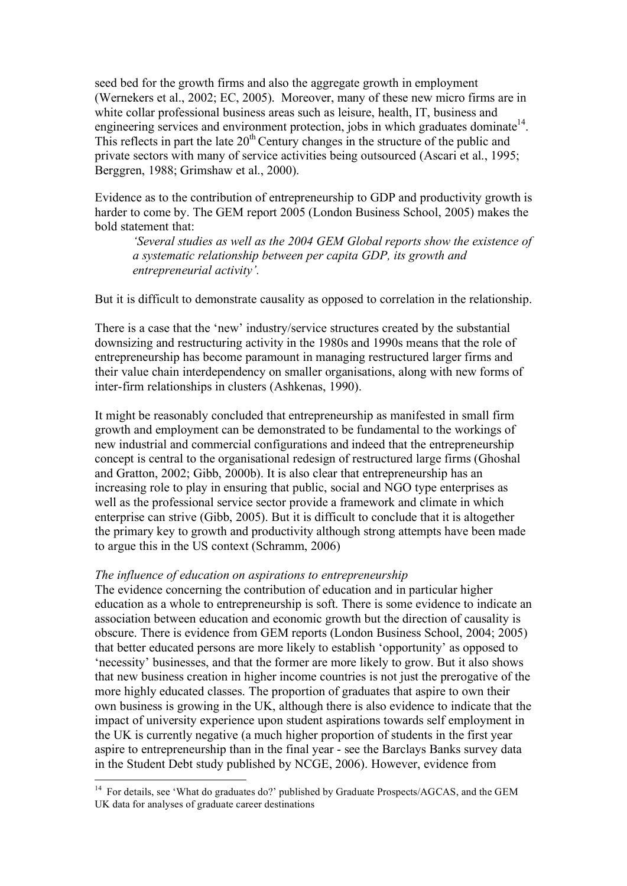seed bed for the growth firms and also the aggregate growth in employment (Wernekers et al., 2002; EC, 2005). Moreover, many of these new micro firms are in white collar professional business areas such as leisure, health, IT, business and engineering services and environment protection, jobs in which graduates dominate[14]. This reflects in part the late 20th Century changes in the structure of the public and private sectors with many of service activities being outsourced (Ascari et al., 1995; Berggren, 1988; Grimshaw et al., 2000).

Evidence as to the contribution of entrepreneurship to GDP and productivity growth is harder to come by. The GEM report 2005 (London Business School, 2005) makes the bold statement that:

> *'Several studies as well as the 2004 GEM Global reports show the existence of a systematic relationship between per capita GDP, its growth and entrepreneurial activity'.*

But it is difficult to demonstrate causality as opposed to correlation in the relationship.

There is a case that the 'new' industry/service structures created by the substantial downsizing and restructuring activity in the 1980s and 1990s means that the role of entrepreneurship has become paramount in managing restructured larger firms and their value chain interdependency on smaller organisations, along with new forms of inter-firm relationships in clusters (Ashkenas, 1990).

It might be reasonably concluded that entrepreneurship as manifested in small firm growth and employment can be demonstrated to be fundamental to the workings of new industrial and commercial configurations and indeed that the entrepreneurship concept is central to the organisational redesign of restructured large firms (Ghoshal and Gratton, 2002; Gibb, 2000b). It is also clear that entrepreneurship has an increasing role to play in ensuring that public, social and NGO type enterprises as well as the professional service sector provide a framework and climate in which enterprise can strive (Gibb, 2005). But it is difficult to conclude that it is altogether the primary key to growth and productivity although strong attempts have been made to argue this in the US context (Schramm, 2006)

*The influence of education on aspirations to entrepreneurship*

The evidence concerning the contribution of education and in particular higher education as a whole to entrepreneurship is soft. There is some evidence to indicate an association between education and economic growth but the direction of causality is obscure. There is evidence from GEM reports (London Business School, 2004; 2005) that better educated persons are more likely to establish 'opportunity' as opposed to 'necessity' businesses, and that the former are more likely to grow. But it also shows that new business creation in higher income countries is not just the prerogative of the more highly educated classes. The proportion of graduates that aspire to own their own business is growing in the UK, although there is also evidence to indicate that the impact of university experience upon student aspirations towards self employment in the UK is currently negative (a much higher proportion of students in the first year aspire to entrepreneurship than in the final year - see the Barclays Banks survey data in the Student Debt study published by NCGE, 2006). However, evidence from

[14] For details, see 'What do graduates do?' published by Graduate Prospects/AGCAS, and the GEM UK data for analyses of graduate career destinations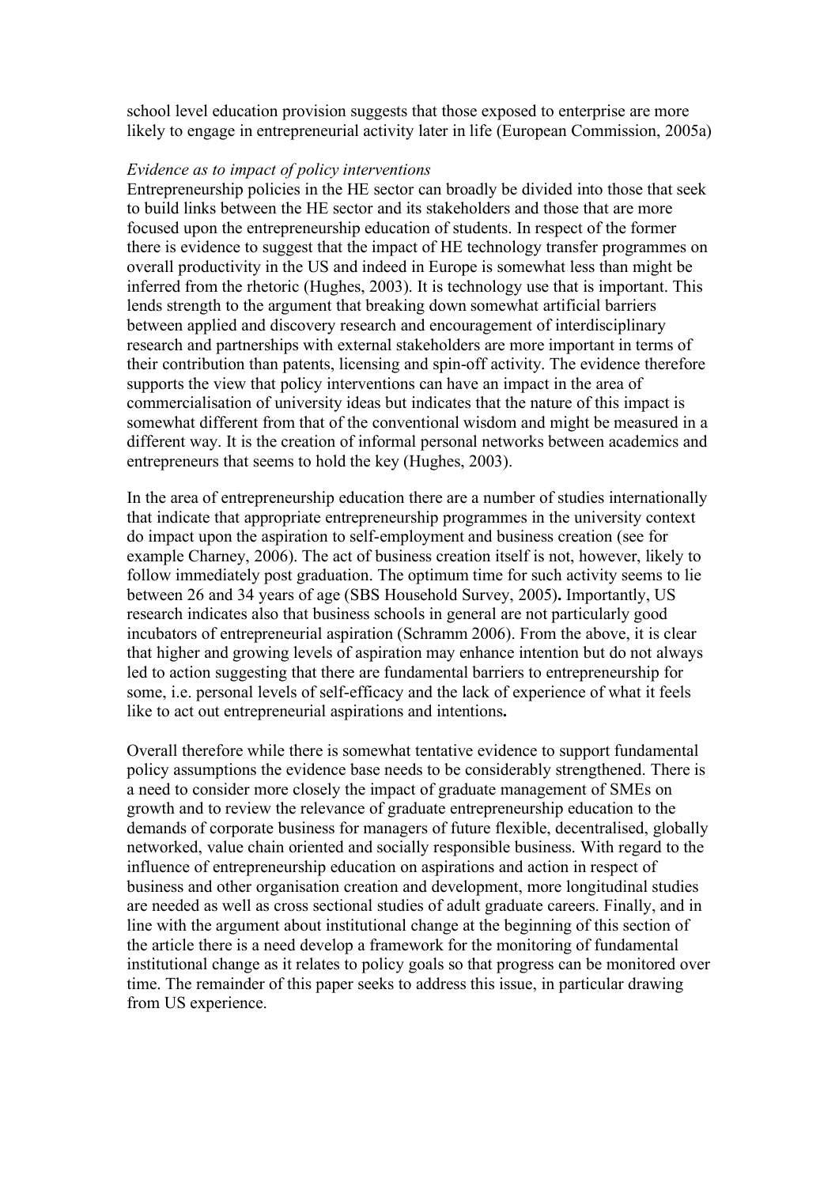school level education provision suggests that those exposed to enterprise are more likely to engage in entrepreneurial activity later in life (European Commission, 2005a)

*Evidence as to impact of policy interventions*

Entrepreneurship policies in the HE sector can broadly be divided into those that seek to build links between the HE sector and its stakeholders and those that are more focused upon the entrepreneurship education of students. In respect of the former there is evidence to suggest that the impact of HE technology transfer programmes on overall productivity in the US and indeed in Europe is somewhat less than might be inferred from the rhetoric (Hughes, 2003). It is technology use that is important. This lends strength to the argument that breaking down somewhat artificial barriers between applied and discovery research and encouragement of interdisciplinary research and partnerships with external stakeholders are more important in terms of their contribution than patents, licensing and spin-off activity. The evidence therefore supports the view that policy interventions can have an impact in the area of commercialisation of university ideas but indicates that the nature of this impact is somewhat different from that of the conventional wisdom and might be measured in a different way. It is the creation of informal personal networks between academics and entrepreneurs that seems to hold the key (Hughes, 2003).

In the area of entrepreneurship education there are a number of studies internationally that indicate that appropriate entrepreneurship programmes in the university context do impact upon the aspiration to self-employment and business creation (see for example Charney, 2006). The act of business creation itself is not, however, likely to follow immediately post graduation. The optimum time for such activity seems to lie between 26 and 34 years of age (SBS Household Survey, 2005)**.** Importantly, US research indicates also that business schools in general are not particularly good incubators of entrepreneurial aspiration (Schramm 2006). From the above, it is clear that higher and growing levels of aspiration may enhance intention but do not always led to action suggesting that there are fundamental barriers to entrepreneurship for some, i.e. personal levels of self-efficacy and the lack of experience of what it feels like to act out entrepreneurial aspirations and intentions**.**

Overall therefore while there is somewhat tentative evidence to support fundamental policy assumptions the evidence base needs to be considerably strengthened. There is a need to consider more closely the impact of graduate management of SMEs on growth and to review the relevance of graduate entrepreneurship education to the demands of corporate business for managers of future flexible, decentralised, globally networked, value chain oriented and socially responsible business. With regard to the influence of entrepreneurship education on aspirations and action in respect of business and other organisation creation and development, more longitudinal studies are needed as well as cross sectional studies of adult graduate careers. Finally, and in line with the argument about institutional change at the beginning of this section of the article there is a need develop a framework for the monitoring of fundamental institutional change as it relates to policy goals so that progress can be monitored over time. The remainder of this paper seeks to address this issue, in particular drawing from US experience.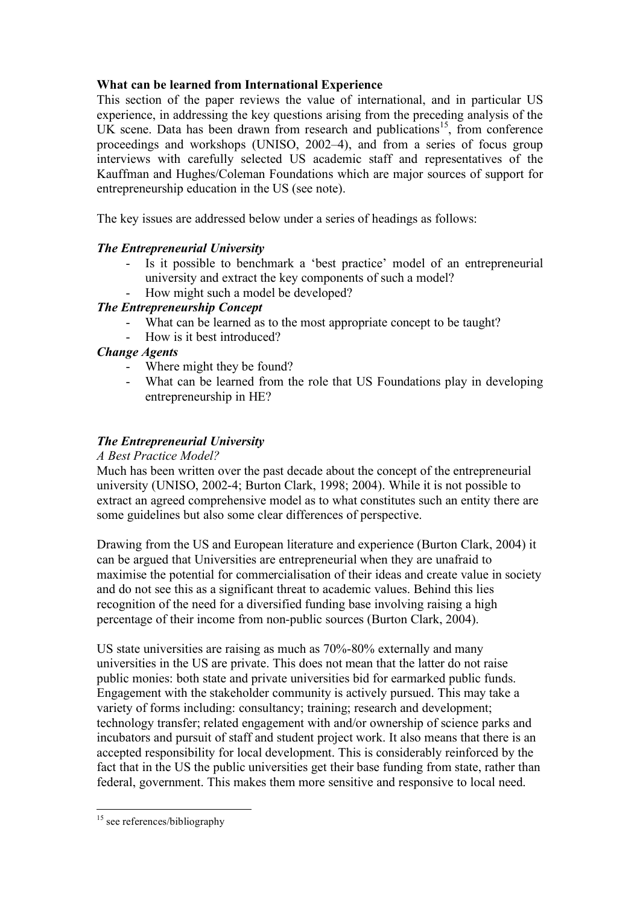**What can be learned from International Experience**

This section of the paper reviews the value of international, and in particular US experience, in addressing the key questions arising from the preceding analysis of the UK scene. Data has been drawn from research and publications[15], from conference proceedings and workshops (UNISO, 2002–4), and from a series of focus group interviews with carefully selected US academic staff and representatives of the Kauffman and Hughes/Coleman Foundations which are major sources of support for entrepreneurship education in the US (see note).

The key issues are addressed below under a series of headings as follows:

***The Entrepreneurial University***

- Is it possible to benchmark a 'best practice' model of an entrepreneurial university and extract the key components of such a model?
- How might such a model be developed?

***The Entrepreneurship Concept***

- What can be learned as to the most appropriate concept to be taught?
- How is it best introduced?

***Change Agents***

- Where might they be found?
- What can be learned from the role that US Foundations play in developing entrepreneurship in HE?

***The Entrepreneurial University***

*A Best Practice Model?*

Much has been written over the past decade about the concept of the entrepreneurial university (UNISO, 2002-4; Burton Clark, 1998; 2004). While it is not possible to extract an agreed comprehensive model as to what constitutes such an entity there are some guidelines but also some clear differences of perspective.

Drawing from the US and European literature and experience (Burton Clark, 2004) it can be argued that Universities are entrepreneurial when they are unafraid to maximise the potential for commercialisation of their ideas and create value in society and do not see this as a significant threat to academic values. Behind this lies recognition of the need for a diversified funding base involving raising a high percentage of their income from non-public sources (Burton Clark, 2004).

US state universities are raising as much as 70%-80% externally and many universities in the US are private. This does not mean that the latter do not raise public monies: both state and private universities bid for earmarked public funds. Engagement with the stakeholder community is actively pursued. This may take a variety of forms including: consultancy; training; research and development; technology transfer; related engagement with and/or ownership of science parks and incubators and pursuit of staff and student project work. It also means that there is an accepted responsibility for local development. This is considerably reinforced by the fact that in the US the public universities get their base funding from state, rather than federal, government. This makes them more sensitive and responsive to local need.

[15] see references/bibliography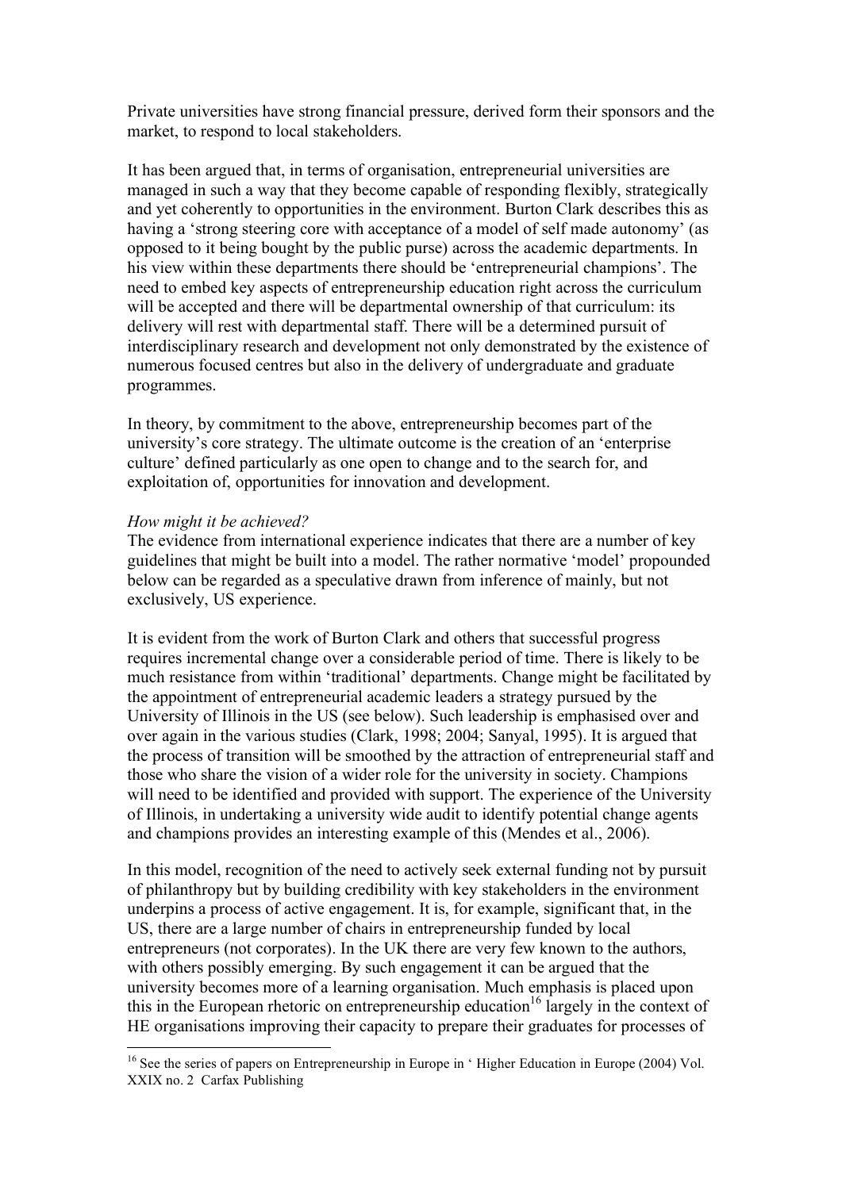Private universities have strong financial pressure, derived form their sponsors and the market, to respond to local stakeholders.

It has been argued that, in terms of organisation, entrepreneurial universities are managed in such a way that they become capable of responding flexibly, strategically and yet coherently to opportunities in the environment. Burton Clark describes this as having a 'strong steering core with acceptance of a model of self made autonomy' (as opposed to it being bought by the public purse) across the academic departments. In his view within these departments there should be 'entrepreneurial champions'. The need to embed key aspects of entrepreneurship education right across the curriculum will be accepted and there will be departmental ownership of that curriculum: its delivery will rest with departmental staff. There will be a determined pursuit of interdisciplinary research and development not only demonstrated by the existence of numerous focused centres but also in the delivery of undergraduate and graduate programmes.

In theory, by commitment to the above, entrepreneurship becomes part of the university's core strategy. The ultimate outcome is the creation of an 'enterprise culture' defined particularly as one open to change and to the search for, and exploitation of, opportunities for innovation and development.

*How might it be achieved?*

The evidence from international experience indicates that there are a number of key guidelines that might be built into a model. The rather normative 'model' propounded below can be regarded as a speculative drawn from inference of mainly, but not exclusively, US experience.

It is evident from the work of Burton Clark and others that successful progress requires incremental change over a considerable period of time. There is likely to be much resistance from within 'traditional' departments. Change might be facilitated by the appointment of entrepreneurial academic leaders a strategy pursued by the University of Illinois in the US (see below). Such leadership is emphasised over and over again in the various studies (Clark, 1998; 2004; Sanyal, 1995). It is argued that the process of transition will be smoothed by the attraction of entrepreneurial staff and those who share the vision of a wider role for the university in society. Champions will need to be identified and provided with support. The experience of the University of Illinois, in undertaking a university wide audit to identify potential change agents and champions provides an interesting example of this (Mendes et al., 2006).

In this model, recognition of the need to actively seek external funding not by pursuit of philanthropy but by building credibility with key stakeholders in the environment underpins a process of active engagement. It is, for example, significant that, in the US, there are a large number of chairs in entrepreneurship funded by local entrepreneurs (not corporates). In the UK there are very few known to the authors, with others possibly emerging. By such engagement it can be argued that the university becomes more of a learning organisation. Much emphasis is placed upon this in the European rhetoric on entrepreneurship education[16] largely in the context of HE organisations improving their capacity to prepare their graduates for processes of

---

[16] See the series of papers on Entrepreneurship in Europe in ' Higher Education in Europe (2004) Vol. XXIX no. 2 Carfax Publishing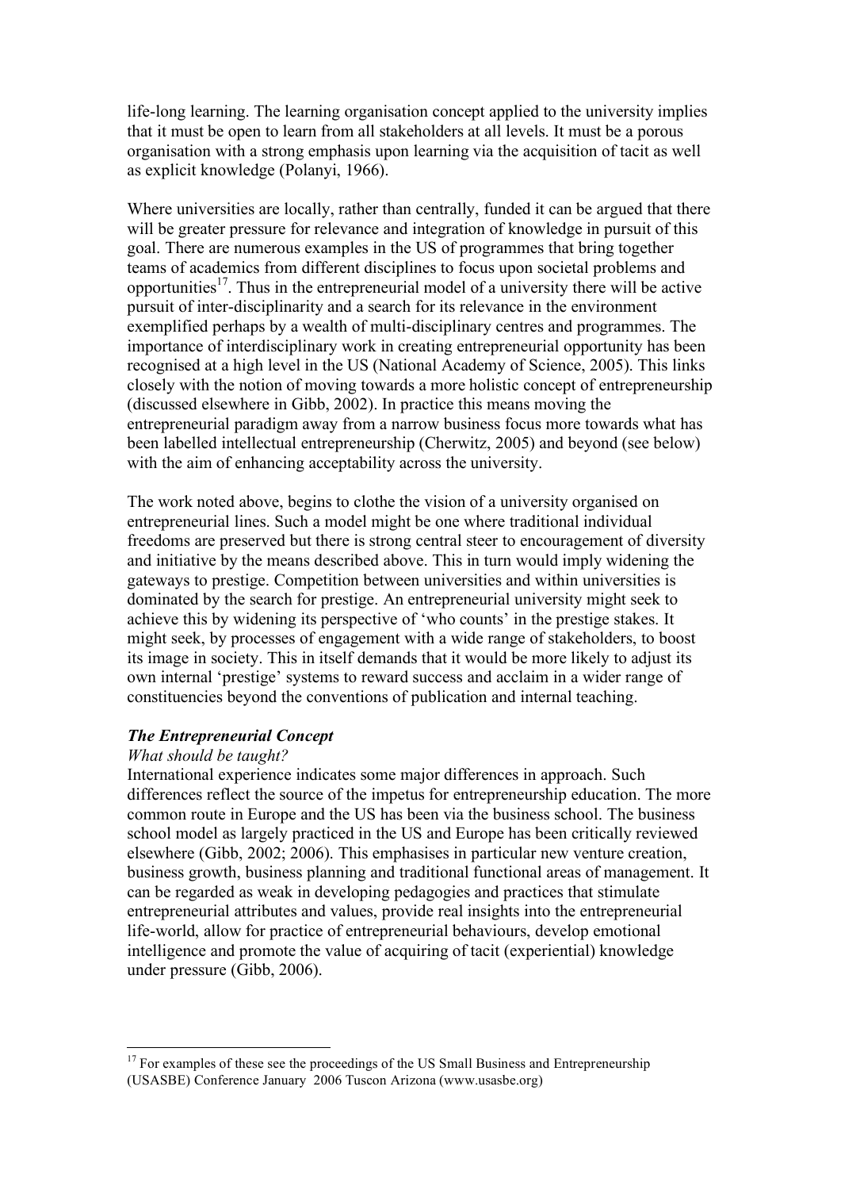life-long learning. The learning organisation concept applied to the university implies that it must be open to learn from all stakeholders at all levels. It must be a porous organisation with a strong emphasis upon learning via the acquisition of tacit as well as explicit knowledge (Polanyi, 1966).

Where universities are locally, rather than centrally, funded it can be argued that there will be greater pressure for relevance and integration of knowledge in pursuit of this goal. There are numerous examples in the US of programmes that bring together teams of academics from different disciplines to focus upon societal problems and opportunities[17]. Thus in the entrepreneurial model of a university there will be active pursuit of inter-disciplinarity and a search for its relevance in the environment exemplified perhaps by a wealth of multi-disciplinary centres and programmes. The importance of interdisciplinary work in creating entrepreneurial opportunity has been recognised at a high level in the US (National Academy of Science, 2005). This links closely with the notion of moving towards a more holistic concept of entrepreneurship (discussed elsewhere in Gibb, 2002). In practice this means moving the entrepreneurial paradigm away from a narrow business focus more towards what has been labelled intellectual entrepreneurship (Cherwitz, 2005) and beyond (see below) with the aim of enhancing acceptability across the university.

The work noted above, begins to clothe the vision of a university organised on entrepreneurial lines. Such a model might be one where traditional individual freedoms are preserved but there is strong central steer to encouragement of diversity and initiative by the means described above. This in turn would imply widening the gateways to prestige. Competition between universities and within universities is dominated by the search for prestige. An entrepreneurial university might seek to achieve this by widening its perspective of 'who counts' in the prestige stakes. It might seek, by processes of engagement with a wide range of stakeholders, to boost its image in society. This in itself demands that it would be more likely to adjust its own internal 'prestige' systems to reward success and acclaim in a wider range of constituencies beyond the conventions of publication and internal teaching.

***The Entrepreneurial Concept***

*What should be taught?*

International experience indicates some major differences in approach. Such differences reflect the source of the impetus for entrepreneurship education. The more common route in Europe and the US has been via the business school. The business school model as largely practiced in the US and Europe has been critically reviewed elsewhere (Gibb, 2002; 2006). This emphasises in particular new venture creation, business growth, business planning and traditional functional areas of management. It can be regarded as weak in developing pedagogies and practices that stimulate entrepreneurial attributes and values, provide real insights into the entrepreneurial life-world, allow for practice of entrepreneurial behaviours, develop emotional intelligence and promote the value of acquiring of tacit (experiential) knowledge under pressure (Gibb, 2006).

---

[17] For examples of these see the proceedings of the US Small Business and Entrepreneurship (USASBE) Conference January 2006 Tuscon Arizona (www.usasbe.org)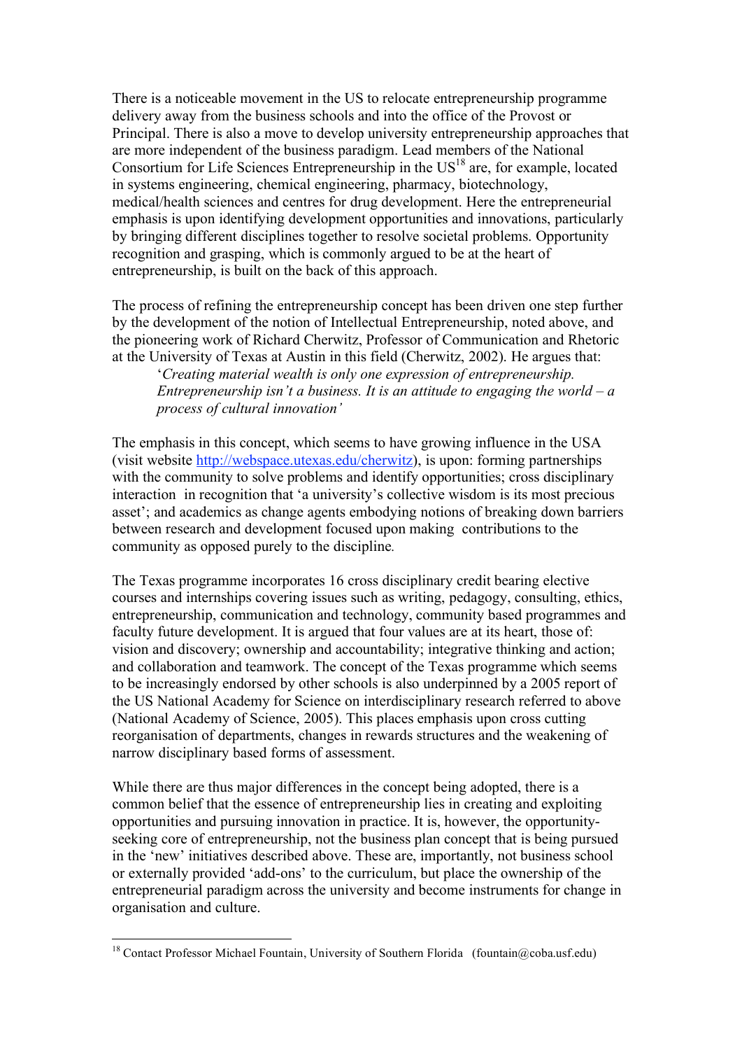There is a noticeable movement in the US to relocate entrepreneurship programme delivery away from the business schools and into the office of the Provost or Principal. There is also a move to develop university entrepreneurship approaches that are more independent of the business paradigm. Lead members of the National Consortium for Life Sciences Entrepreneurship in the US[18] are, for example, located in systems engineering, chemical engineering, pharmacy, biotechnology, medical/health sciences and centres for drug development. Here the entrepreneurial emphasis is upon identifying development opportunities and innovations, particularly by bringing different disciplines together to resolve societal problems. Opportunity recognition and grasping, which is commonly argued to be at the heart of entrepreneurship, is built on the back of this approach.

The process of refining the entrepreneurship concept has been driven one step further by the development of the notion of Intellectual Entrepreneurship, noted above, and the pioneering work of Richard Cherwitz, Professor of Communication and Rhetoric at the University of Texas at Austin in this field (Cherwitz, 2002). He argues that:

> '*Creating material wealth is only one expression of entrepreneurship. Entrepreneurship isn't a business. It is an attitude to engaging the world – a process of cultural innovation'*

The emphasis in this concept, which seems to have growing influence in the USA (visit website http://webspace.utexas.edu/cherwitz), is upon: forming partnerships with the community to solve problems and identify opportunities; cross disciplinary interaction in recognition that 'a university's collective wisdom is its most precious asset'; and academics as change agents embodying notions of breaking down barriers between research and development focused upon making contributions to the community as opposed purely to the discipline.

The Texas programme incorporates 16 cross disciplinary credit bearing elective courses and internships covering issues such as writing, pedagogy, consulting, ethics, entrepreneurship, communication and technology, community based programmes and faculty future development. It is argued that four values are at its heart, those of: vision and discovery; ownership and accountability; integrative thinking and action; and collaboration and teamwork. The concept of the Texas programme which seems to be increasingly endorsed by other schools is also underpinned by a 2005 report of the US National Academy for Science on interdisciplinary research referred to above (National Academy of Science, 2005). This places emphasis upon cross cutting reorganisation of departments, changes in rewards structures and the weakening of narrow disciplinary based forms of assessment.

While there are thus major differences in the concept being adopted, there is a common belief that the essence of entrepreneurship lies in creating and exploiting opportunities and pursuing innovation in practice. It is, however, the opportunity-seeking core of entrepreneurship, not the business plan concept that is being pursued in the 'new' initiatives described above. These are, importantly, not business school or externally provided 'add-ons' to the curriculum, but place the ownership of the entrepreneurial paradigm across the university and become instruments for change in organisation and culture.

---

[18] Contact Professor Michael Fountain, University of Southern Florida (fountain@coba.usf.edu)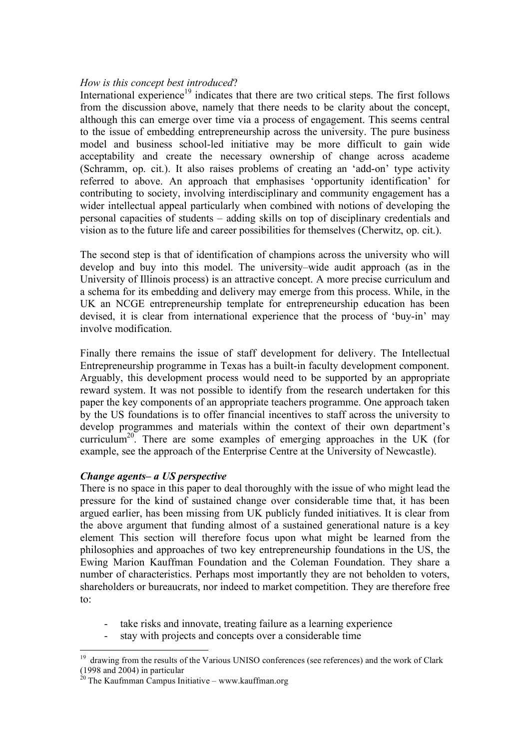*How is this concept best introduced*?

International experience[19] indicates that there are two critical steps. The first follows from the discussion above, namely that there needs to be clarity about the concept, although this can emerge over time via a process of engagement. This seems central to the issue of embedding entrepreneurship across the university. The pure business model and business school-led initiative may be more difficult to gain wide acceptability and create the necessary ownership of change across academe (Schramm, op. cit.). It also raises problems of creating an 'add-on' type activity referred to above. An approach that emphasises 'opportunity identification' for contributing to society, involving interdisciplinary and community engagement has a wider intellectual appeal particularly when combined with notions of developing the personal capacities of students – adding skills on top of disciplinary credentials and vision as to the future life and career possibilities for themselves (Cherwitz, op. cit.).

The second step is that of identification of champions across the university who will develop and buy into this model. The university–wide audit approach (as in the University of Illinois process) is an attractive concept. A more precise curriculum and a schema for its embedding and delivery may emerge from this process. While, in the UK an NCGE entrepreneurship template for entrepreneurship education has been devised, it is clear from international experience that the process of 'buy-in' may involve modification.

Finally there remains the issue of staff development for delivery. The Intellectual Entrepreneurship programme in Texas has a built-in faculty development component. Arguably, this development process would need to be supported by an appropriate reward system. It was not possible to identify from the research undertaken for this paper the key components of an appropriate teachers programme. One approach taken by the US foundations is to offer financial incentives to staff across the university to develop programmes and materials within the context of their own department's curriculum[20]. There are some examples of emerging approaches in the UK (for example, see the approach of the Enterprise Centre at the University of Newcastle).

***Change agents– a US perspective***

There is no space in this paper to deal thoroughly with the issue of who might lead the pressure for the kind of sustained change over considerable time that, it has been argued earlier, has been missing from UK publicly funded initiatives. It is clear from the above argument that funding almost of a sustained generational nature is a key element This section will therefore focus upon what might be learned from the philosophies and approaches of two key entrepreneurship foundations in the US, the Ewing Marion Kauffman Foundation and the Coleman Foundation. They share a number of characteristics. Perhaps most importantly they are not beholden to voters, shareholders or bureaucrats, nor indeed to market competition. They are therefore free to:

- take risks and innovate, treating failure as a learning experience
- stay with projects and concepts over a considerable time

---

[19] drawing from the results of the Various UNISO conferences (see references) and the work of Clark (1998 and 2004) in particular

[20] The Kaufmman Campus Initiative – www.kauffman.org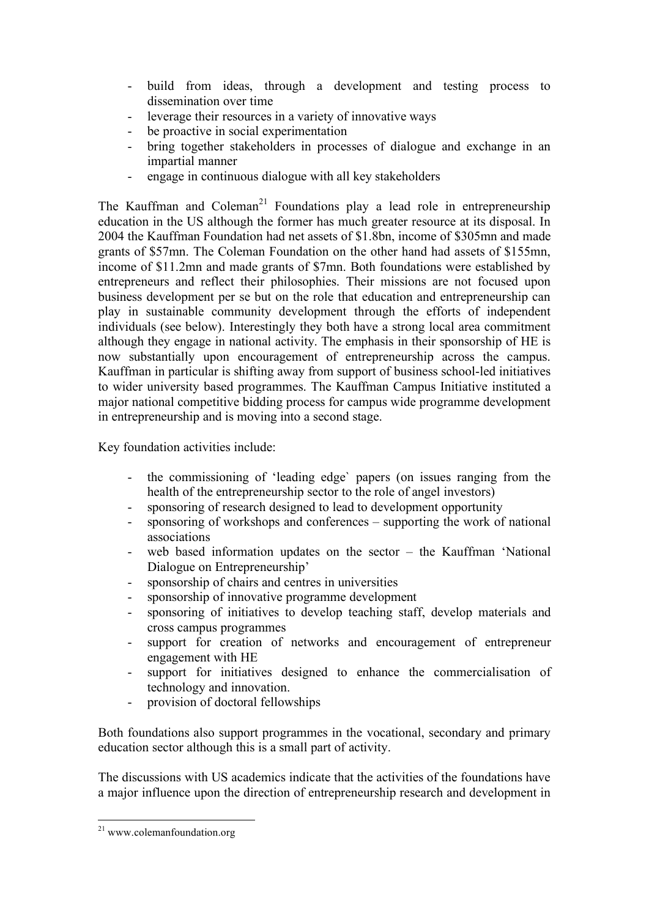- build from ideas, through a development and testing process to dissemination over time
- leverage their resources in a variety of innovative ways
- be proactive in social experimentation
- bring together stakeholders in processes of dialogue and exchange in an impartial manner
- engage in continuous dialogue with all key stakeholders

The Kauffman and Coleman[21] Foundations play a lead role in entrepreneurship education in the US although the former has much greater resource at its disposal. In 2004 the Kauffman Foundation had net assets of $1.8bn, income of $305mn and made grants of $57mn. The Coleman Foundation on the other hand had assets of $155mn, income of $11.2mn and made grants of $7mn. Both foundations were established by entrepreneurs and reflect their philosophies. Their missions are not focused upon business development per se but on the role that education and entrepreneurship can play in sustainable community development through the efforts of independent individuals (see below). Interestingly they both have a strong local area commitment although they engage in national activity. The emphasis in their sponsorship of HE is now substantially upon encouragement of entrepreneurship across the campus. Kauffman in particular is shifting away from support of business school-led initiatives to wider university based programmes. The Kauffman Campus Initiative instituted a major national competitive bidding process for campus wide programme development in entrepreneurship and is moving into a second stage.

Key foundation activities include:

- the commissioning of 'leading edge` papers (on issues ranging from the health of the entrepreneurship sector to the role of angel investors)
- sponsoring of research designed to lead to development opportunity
- sponsoring of workshops and conferences – supporting the work of national associations
- web based information updates on the sector – the Kauffman 'National Dialogue on Entrepreneurship'
- sponsorship of chairs and centres in universities
- sponsorship of innovative programme development
- sponsoring of initiatives to develop teaching staff, develop materials and cross campus programmes
- support for creation of networks and encouragement of entrepreneur engagement with HE
- support for initiatives designed to enhance the commercialisation of technology and innovation.
- provision of doctoral fellowships

Both foundations also support programmes in the vocational, secondary and primary education sector although this is a small part of activity.

The discussions with US academics indicate that the activities of the foundations have a major influence upon the direction of entrepreneurship research and development in

[21] www.colemanfoundation.org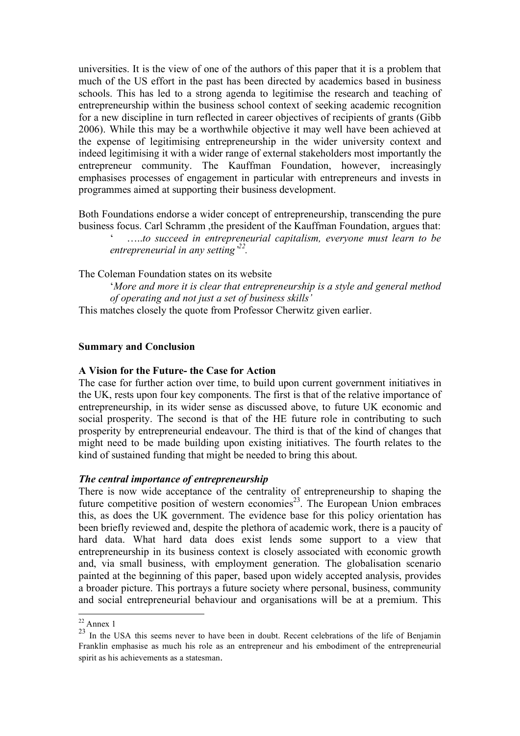universities. It is the view of one of the authors of this paper that it is a problem that much of the US effort in the past has been directed by academics based in business schools. This has led to a strong agenda to legitimise the research and teaching of entrepreneurship within the business school context of seeking academic recognition for a new discipline in turn reflected in career objectives of recipients of grants (Gibb 2006). While this may be a worthwhile objective it may well have been achieved at the expense of legitimising entrepreneurship in the wider university context and indeed legitimising it with a wider range of external stakeholders most importantly the entrepreneur community. The Kauffman Foundation, however, increasingly emphasises processes of engagement in particular with entrepreneurs and invests in programmes aimed at supporting their business development.

Both Foundations endorse a wider concept of entrepreneurship, transcending the pure business focus. Carl Schramm ,the president of the Kauffman Foundation, argues that:

> ' …..*to succeed in entrepreneurial capitalism, everyone must learn to be entrepreneurial in any setting'*[22].

The Coleman Foundation states on its website

> '*More and more it is clear that entrepreneurship is a style and general method of operating and not just a set of business skills'*

This matches closely the quote from Professor Cherwitz given earlier.

## Summary and Conclusion

### A Vision for the Future- the Case for Action

The case for further action over time, to build upon current government initiatives in the UK, rests upon four key components. The first is that of the relative importance of entrepreneurship, in its wider sense as discussed above, to future UK economic and social prosperity. The second is that of the HE future role in contributing to such prosperity by entrepreneurial endeavour. The third is that of the kind of changes that might need to be made building upon existing initiatives. The fourth relates to the kind of sustained funding that might be needed to bring this about.

#### *The central importance of entrepreneurship*

There is now wide acceptance of the centrality of entrepreneurship to shaping the future competitive position of western economies[23]. The European Union embraces this, as does the UK government. The evidence base for this policy orientation has been briefly reviewed and, despite the plethora of academic work, there is a paucity of hard data. What hard data does exist lends some support to a view that entrepreneurship in its business context is closely associated with economic growth and, via small business, with employment generation. The globalisation scenario painted at the beginning of this paper, based upon widely accepted analysis, provides a broader picture. This portrays a future society where personal, business, community and social entrepreneurial behaviour and organisations will be at a premium. This

---

[22] Annex 1

[23] In the USA this seems never to have been in doubt. Recent celebrations of the life of Benjamin Franklin emphasise as much his role as an entrepreneur and his embodiment of the entrepreneurial spirit as his achievements as a statesman.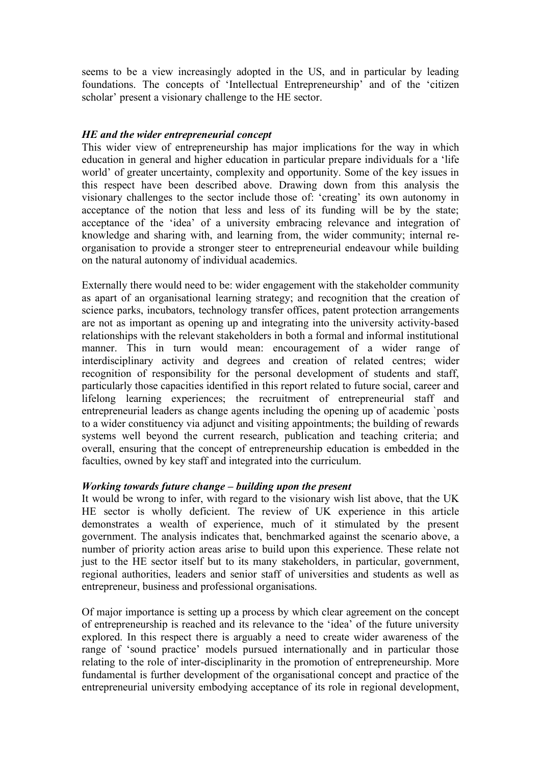seems to be a view increasingly adopted in the US, and in particular by leading foundations. The concepts of 'Intellectual Entrepreneurship' and of the 'citizen scholar' present a visionary challenge to the HE sector.

### *HE and the wider entrepreneurial concept*

This wider view of entrepreneurship has major implications for the way in which education in general and higher education in particular prepare individuals for a 'life world' of greater uncertainty, complexity and opportunity. Some of the key issues in this respect have been described above. Drawing down from this analysis the visionary challenges to the sector include those of: 'creating' its own autonomy in acceptance of the notion that less and less of its funding will be by the state; acceptance of the 'idea' of a university embracing relevance and integration of knowledge and sharing with, and learning from, the wider community; internal re-organisation to provide a stronger steer to entrepreneurial endeavour while building on the natural autonomy of individual academics.

Externally there would need to be: wider engagement with the stakeholder community as apart of an organisational learning strategy; and recognition that the creation of science parks, incubators, technology transfer offices, patent protection arrangements are not as important as opening up and integrating into the university activity-based relationships with the relevant stakeholders in both a formal and informal institutional manner. This in turn would mean: encouragement of a wider range of interdisciplinary activity and degrees and creation of related centres; wider recognition of responsibility for the personal development of students and staff, particularly those capacities identified in this report related to future social, career and lifelong learning experiences; the recruitment of entrepreneurial staff and entrepreneurial leaders as change agents including the opening up of academic `posts to a wider constituency via adjunct and visiting appointments; the building of rewards systems well beyond the current research, publication and teaching criteria; and overall, ensuring that the concept of entrepreneurship education is embedded in the faculties, owned by key staff and integrated into the curriculum.

### *Working towards future change – building upon the present*

It would be wrong to infer, with regard to the visionary wish list above, that the UK HE sector is wholly deficient. The review of UK experience in this article demonstrates a wealth of experience, much of it stimulated by the present government. The analysis indicates that, benchmarked against the scenario above, a number of priority action areas arise to build upon this experience. These relate not just to the HE sector itself but to its many stakeholders, in particular, government, regional authorities, leaders and senior staff of universities and students as well as entrepreneur, business and professional organisations.

Of major importance is setting up a process by which clear agreement on the concept of entrepreneurship is reached and its relevance to the 'idea' of the future university explored. In this respect there is arguably a need to create wider awareness of the range of 'sound practice' models pursued internationally and in particular those relating to the role of inter-disciplinarity in the promotion of entrepreneurship. More fundamental is further development of the organisational concept and practice of the entrepreneurial university embodying acceptance of its role in regional development,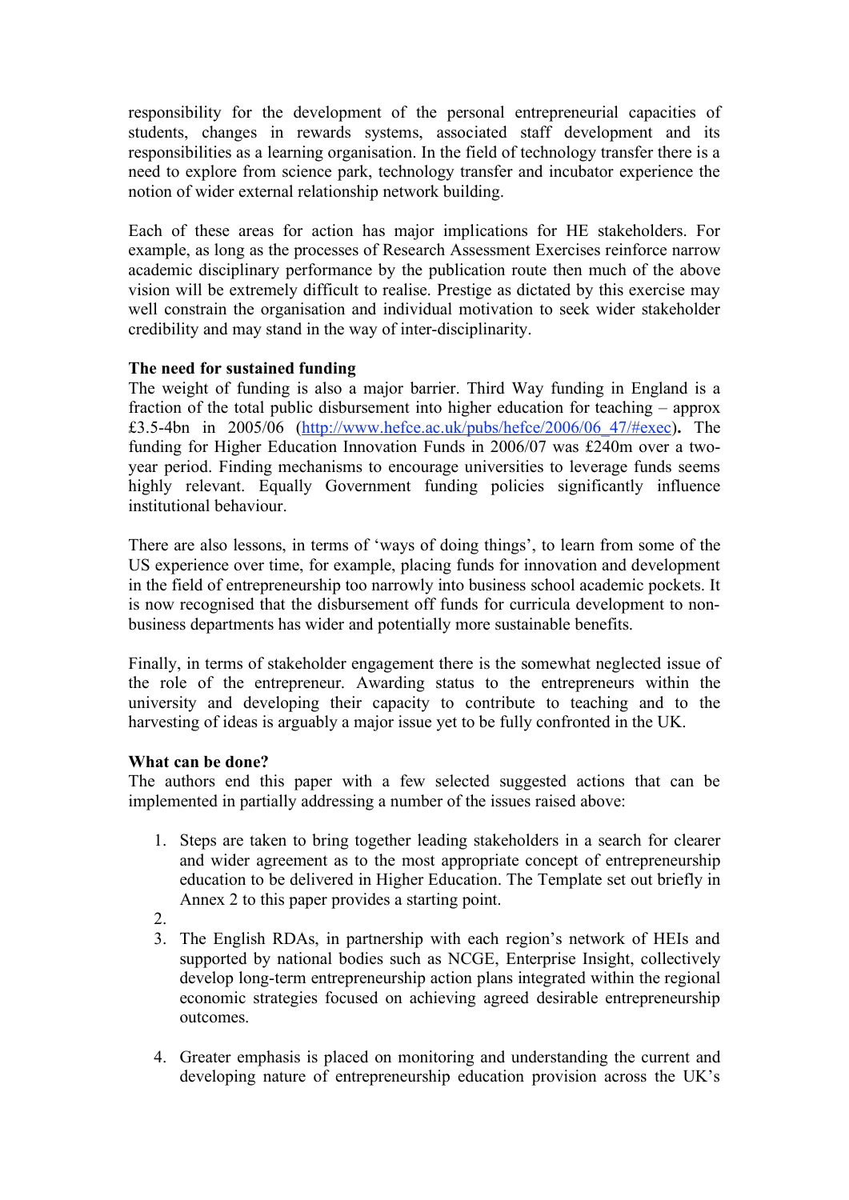responsibility for the development of the personal entrepreneurial capacities of students, changes in rewards systems, associated staff development and its responsibilities as a learning organisation. In the field of technology transfer there is a need to explore from science park, technology transfer and incubator experience the notion of wider external relationship network building.

Each of these areas for action has major implications for HE stakeholders. For example, as long as the processes of Research Assessment Exercises reinforce narrow academic disciplinary performance by the publication route then much of the above vision will be extremely difficult to realise. Prestige as dictated by this exercise may well constrain the organisation and individual motivation to seek wider stakeholder credibility and may stand in the way of inter-disciplinarity.

**The need for sustained funding**

The weight of funding is also a major barrier. Third Way funding in England is a fraction of the total public disbursement into higher education for teaching – approx £3.5-4bn in 2005/06 (http://www.hefce.ac.uk/pubs/hefce/2006/06_47/#exec)**.** The funding for Higher Education Innovation Funds in 2006/07 was £240m over a two-year period. Finding mechanisms to encourage universities to leverage funds seems highly relevant. Equally Government funding policies significantly influence institutional behaviour.

There are also lessons, in terms of 'ways of doing things', to learn from some of the US experience over time, for example, placing funds for innovation and development in the field of entrepreneurship too narrowly into business school academic pockets. It is now recognised that the disbursement off funds for curricula development to non-business departments has wider and potentially more sustainable benefits.

Finally, in terms of stakeholder engagement there is the somewhat neglected issue of the role of the entrepreneur. Awarding status to the entrepreneurs within the university and developing their capacity to contribute to teaching and to the harvesting of ideas is arguably a major issue yet to be fully confronted in the UK.

**What can be done?**

The authors end this paper with a few selected suggested actions that can be implemented in partially addressing a number of the issues raised above:

1. Steps are taken to bring together leading stakeholders in a search for clearer and wider agreement as to the most appropriate concept of entrepreneurship education to be delivered in Higher Education. The Template set out briefly in Annex 2 to this paper provides a starting point.
2. 
3. The English RDAs, in partnership with each region's network of HEIs and supported by national bodies such as NCGE, Enterprise Insight, collectively develop long-term entrepreneurship action plans integrated within the regional economic strategies focused on achieving agreed desirable entrepreneurship outcomes.
4. Greater emphasis is placed on monitoring and understanding the current and developing nature of entrepreneurship education provision across the UK's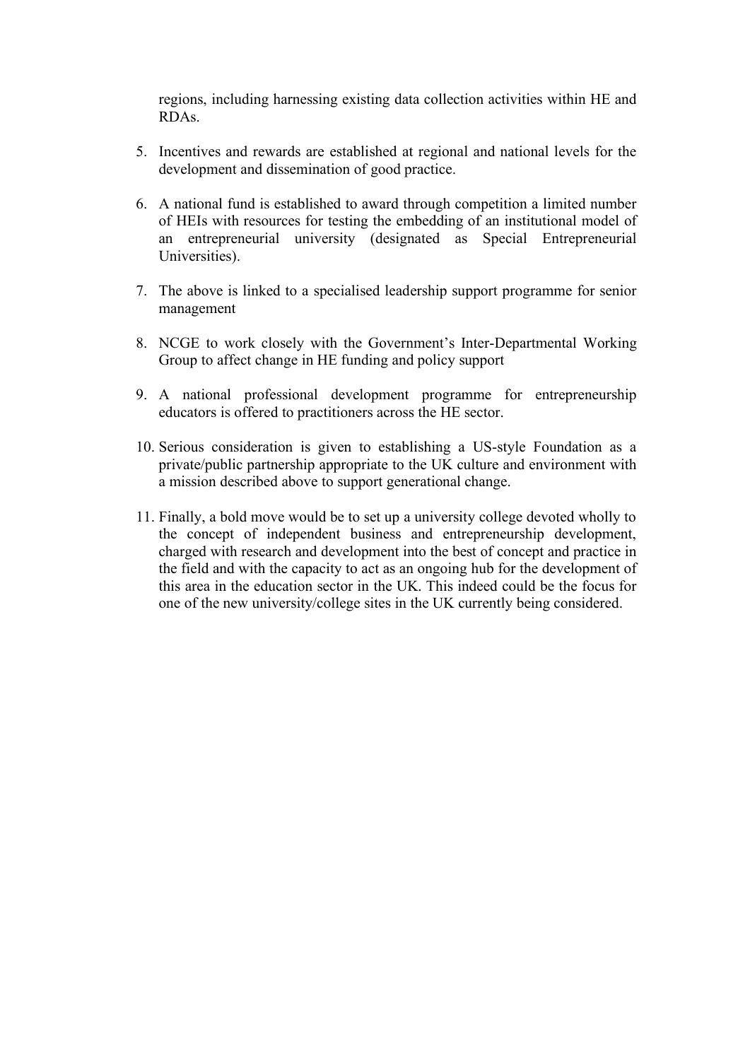regions, including harnessing existing data collection activities within HE and RDAs.

5. Incentives and rewards are established at regional and national levels for the development and dissemination of good practice.

6. A national fund is established to award through competition a limited number of HEIs with resources for testing the embedding of an institutional model of an entrepreneurial university (designated as Special Entrepreneurial Universities).

7. The above is linked to a specialised leadership support programme for senior management

8. NCGE to work closely with the Government's Inter-Departmental Working Group to affect change in HE funding and policy support

9. A national professional development programme for entrepreneurship educators is offered to practitioners across the HE sector.

10. Serious consideration is given to establishing a US-style Foundation as a private/public partnership appropriate to the UK culture and environment with a mission described above to support generational change.

11. Finally, a bold move would be to set up a university college devoted wholly to the concept of independent business and entrepreneurship development, charged with research and development into the best of concept and practice in the field and with the capacity to act as an ongoing hub for the development of this area in the education sector in the UK. This indeed could be the focus for one of the new university/college sites in the UK currently being considered.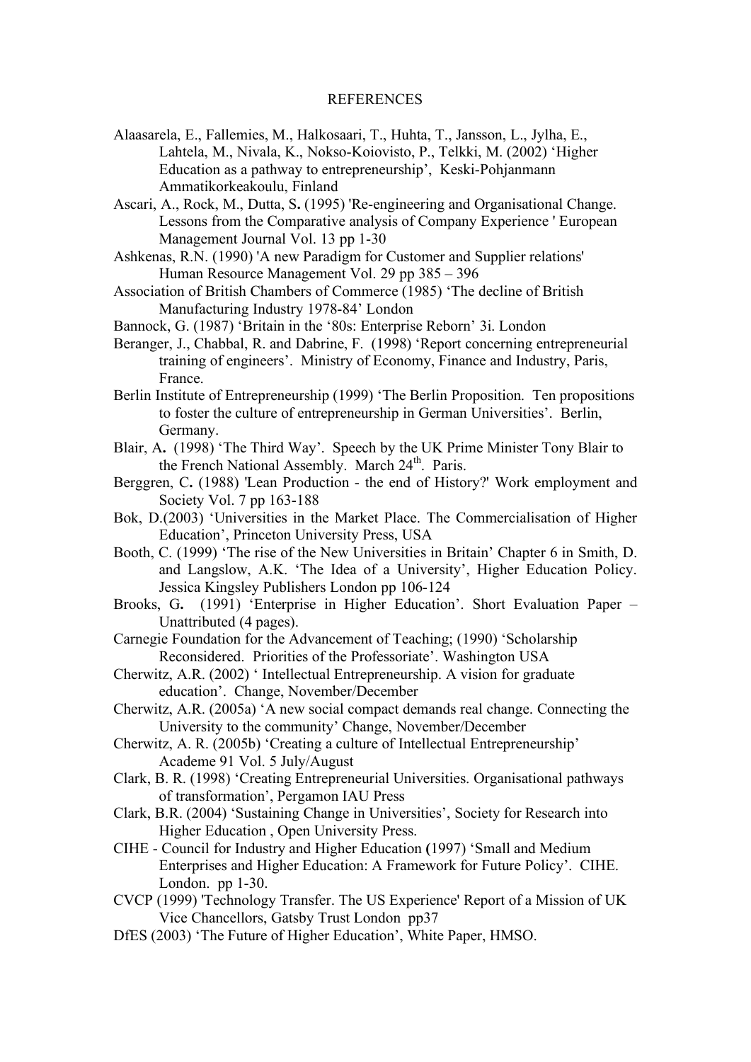REFERENCES

Alaasarela, E., Fallemies, M., Halkosaari, T., Huhta, T., Jansson, L., Jylha, E., Lahtela, M., Nivala, K., Nokso-Koiovisto, P., Telkki, M. (2002) ‘Higher Education as a pathway to entrepreneurship’, Keski-Pohjanmann Ammatikorkeakoulu, Finland

Ascari, A., Rock, M., Dutta, S**.** (1995) 'Re-engineering and Organisational Change. Lessons from the Comparative analysis of Company Experience ' European Management Journal Vol. 13 pp 1-30

Ashkenas, R.N. (1990) 'A new Paradigm for Customer and Supplier relations' Human Resource Management Vol. 29 pp 385 – 396

Association of British Chambers of Commerce (1985) ‘The decline of British Manufacturing Industry 1978-84’ London

Bannock, G. (1987) ‘Britain in the ‘80s: Enterprise Reborn’ 3i. London

Beranger, J., Chabbal, R. and Dabrine, F. (1998) ‘Report concerning entrepreneurial training of engineers’. Ministry of Economy, Finance and Industry, Paris, France.

Berlin Institute of Entrepreneurship (1999) ‘The Berlin Proposition. Ten propositions to foster the culture of entrepreneurship in German Universities’. Berlin, Germany.

Blair, A**.** (1998) ‘The Third Way’. Speech by the UK Prime Minister Tony Blair to the French National Assembly. March 24th. Paris.

Berggren, C**.** (1988) 'Lean Production - the end of History?' Work employment and Society Vol. 7 pp 163-188

Bok, D.(2003) ‘Universities in the Market Place. The Commercialisation of Higher Education’, Princeton University Press, USA

Booth, C. (1999) ‘The rise of the New Universities in Britain’ Chapter 6 in Smith, D. and Langslow, A.K. ‘The Idea of a University’, Higher Education Policy. Jessica Kingsley Publishers London pp 106-124

Brooks, G**.** (1991) ‘Enterprise in Higher Education’. Short Evaluation Paper – Unattributed (4 pages).

Carnegie Foundation for the Advancement of Teaching; (1990) ‘Scholarship Reconsidered. Priorities of the Professoriate’. Washington USA

Cherwitz, A.R. (2002) ‘ Intellectual Entrepreneurship. A vision for graduate education’. Change, November/December

Cherwitz, A.R. (2005a) ‘A new social compact demands real change. Connecting the University to the community’ Change, November/December

Cherwitz, A. R. (2005b) ‘Creating a culture of Intellectual Entrepreneurship’ Academe 91 Vol. 5 July/August

Clark, B. R. (1998) ‘Creating Entrepreneurial Universities. Organisational pathways of transformation’, Pergamon IAU Press

Clark, B.R. (2004) ‘Sustaining Change in Universities’, Society for Research into Higher Education , Open University Press.

CIHE - Council for Industry and Higher Education **(**1997) ‘Small and Medium Enterprises and Higher Education: A Framework for Future Policy’. CIHE. London. pp 1-30.

CVCP (1999) 'Technology Transfer. The US Experience' Report of a Mission of UK Vice Chancellors, Gatsby Trust London pp37

DfES (2003) ‘The Future of Higher Education’, White Paper, HMSO.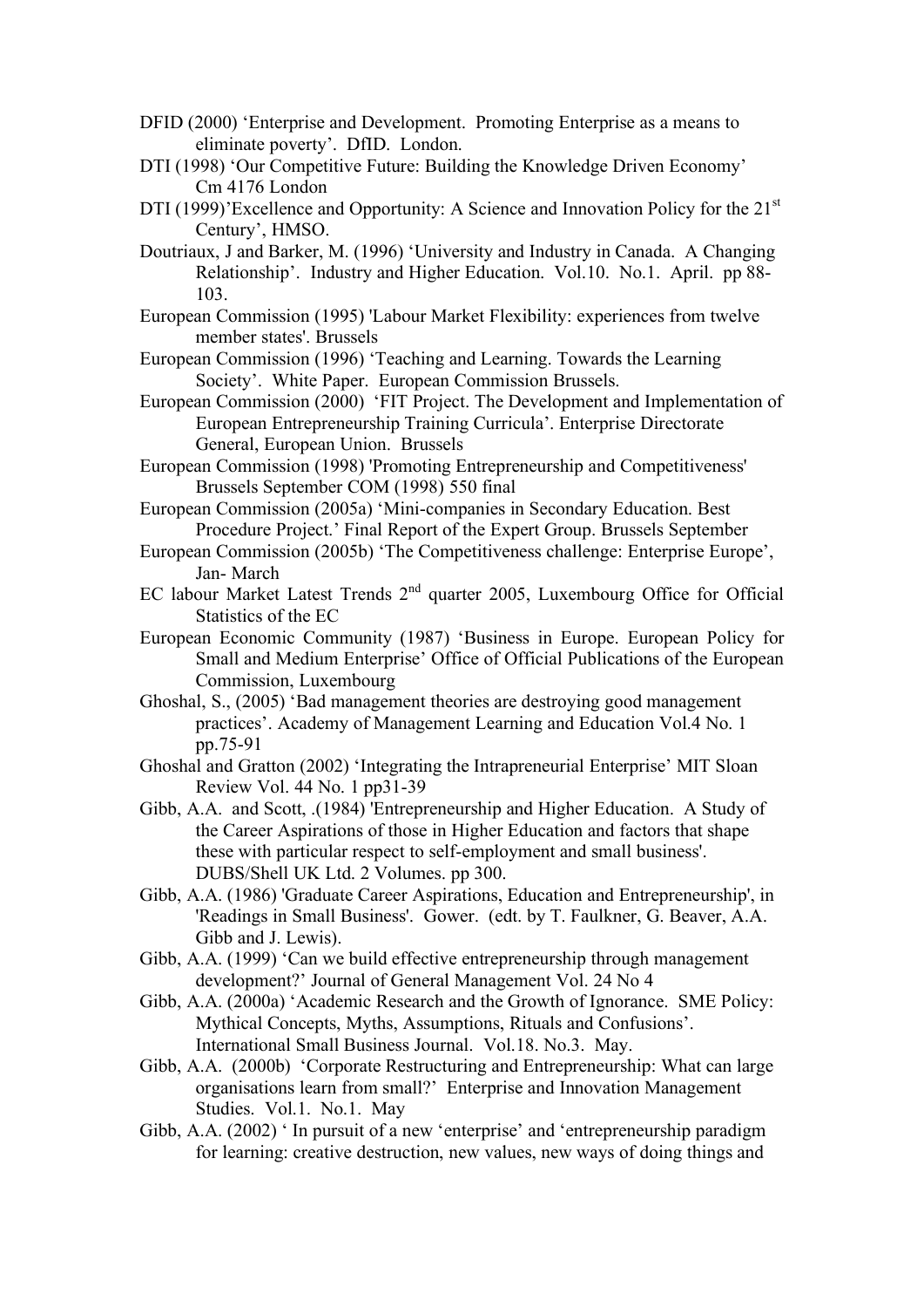DFID (2000) ‘Enterprise and Development. Promoting Enterprise as a means to eliminate poverty’. DfID. London.

DTI (1998) ‘Our Competitive Future: Building the Knowledge Driven Economy’ Cm 4176 London

DTI (1999)’Excellence and Opportunity: A Science and Innovation Policy for the 21st Century’, HMSO.

Doutriaux, J and Barker, M. (1996) ‘University and Industry in Canada. A Changing Relationship’. Industry and Higher Education. Vol.10. No.1. April. pp 88-103.

European Commission (1995) 'Labour Market Flexibility: experiences from twelve member states'. Brussels

European Commission (1996) ‘Teaching and Learning. Towards the Learning Society’. White Paper. European Commission Brussels.

European Commission (2000) ‘FIT Project. The Development and Implementation of European Entrepreneurship Training Curricula’. Enterprise Directorate General, European Union. Brussels

European Commission (1998) 'Promoting Entrepreneurship and Competitiveness' Brussels September COM (1998) 550 final

European Commission (2005a) ‘Mini-companies in Secondary Education. Best Procedure Project.’ Final Report of the Expert Group. Brussels September

European Commission (2005b) ‘The Competitiveness challenge: Enterprise Europe’, Jan- March

EC labour Market Latest Trends 2nd quarter 2005, Luxembourg Office for Official Statistics of the EC

European Economic Community (1987) ‘Business in Europe. European Policy for Small and Medium Enterprise’ Office of Official Publications of the European Commission, Luxembourg

Ghoshal, S., (2005) ‘Bad management theories are destroying good management practices’. Academy of Management Learning and Education Vol.4 No. 1 pp.75-91

Ghoshal and Gratton (2002) ‘Integrating the Intrapreneurial Enterprise’ MIT Sloan Review Vol. 44 No. 1 pp31-39

Gibb, A.A. and Scott, .(1984) 'Entrepreneurship and Higher Education. A Study of the Career Aspirations of those in Higher Education and factors that shape these with particular respect to self-employment and small business'. DUBS/Shell UK Ltd. 2 Volumes. pp 300.

Gibb, A.A. (1986) 'Graduate Career Aspirations, Education and Entrepreneurship', in 'Readings in Small Business'. Gower. (edt. by T. Faulkner, G. Beaver, A.A. Gibb and J. Lewis).

Gibb, A.A. (1999) ‘Can we build effective entrepreneurship through management development?’ Journal of General Management Vol. 24 No 4

Gibb, A.A. (2000a) ‘Academic Research and the Growth of Ignorance. SME Policy: Mythical Concepts, Myths, Assumptions, Rituals and Confusions’. International Small Business Journal. Vol.18. No.3. May.

Gibb, A.A. (2000b) ‘Corporate Restructuring and Entrepreneurship: What can large organisations learn from small?’ Enterprise and Innovation Management Studies. Vol.1. No.1. May

Gibb, A.A. (2002) ‘ In pursuit of a new ‘enterprise’ and ‘entrepreneurship paradigm for learning: creative destruction, new values, new ways of doing things and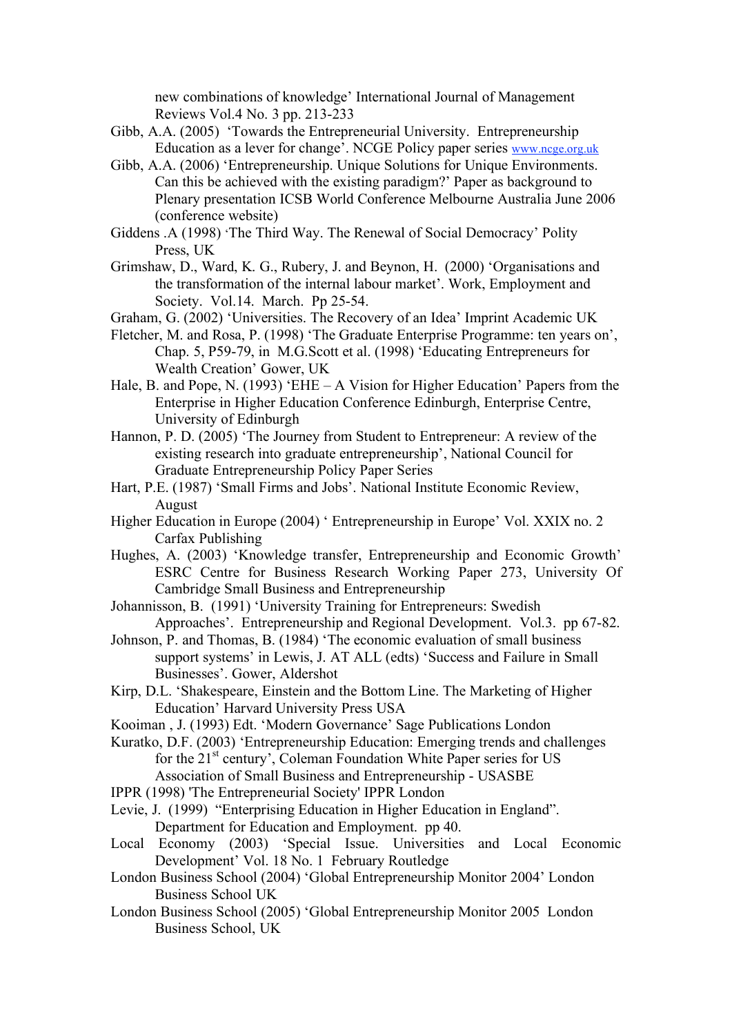new combinations of knowledge' International Journal of Management Reviews Vol.4 No. 3 pp. 213-233

Gibb, A.A. (2005) 'Towards the Entrepreneurial University. Entrepreneurship Education as a lever for change'. NCGE Policy paper series www.ncge.org.uk

Gibb, A.A. (2006) 'Entrepreneurship. Unique Solutions for Unique Environments. Can this be achieved with the existing paradigm?' Paper as background to Plenary presentation ICSB World Conference Melbourne Australia June 2006 (conference website)

Giddens .A (1998) 'The Third Way. The Renewal of Social Democracy' Polity Press, UK

Grimshaw, D., Ward, K. G., Rubery, J. and Beynon, H. (2000) 'Organisations and the transformation of the internal labour market'. Work, Employment and Society. Vol.14. March. Pp 25-54.

Graham, G. (2002) 'Universities. The Recovery of an Idea' Imprint Academic UK

Fletcher, M. and Rosa, P. (1998) 'The Graduate Enterprise Programme: ten years on', Chap. 5, P59-79, in M.G.Scott et al. (1998) 'Educating Entrepreneurs for Wealth Creation' Gower, UK

Hale, B. and Pope, N. (1993) 'EHE – A Vision for Higher Education' Papers from the Enterprise in Higher Education Conference Edinburgh, Enterprise Centre, University of Edinburgh

Hannon, P. D. (2005) 'The Journey from Student to Entrepreneur: A review of the existing research into graduate entrepreneurship', National Council for Graduate Entrepreneurship Policy Paper Series

Hart, P.E. (1987) 'Small Firms and Jobs'. National Institute Economic Review, August

Higher Education in Europe (2004) ' Entrepreneurship in Europe' Vol. XXIX no. 2 Carfax Publishing

Hughes, A. (2003) 'Knowledge transfer, Entrepreneurship and Economic Growth' ESRC Centre for Business Research Working Paper 273, University Of Cambridge Small Business and Entrepreneurship

Johannisson, B. (1991) 'University Training for Entrepreneurs: Swedish Approaches'. Entrepreneurship and Regional Development. Vol.3. pp 67-82.

Johnson, P. and Thomas, B. (1984) 'The economic evaluation of small business support systems' in Lewis, J. AT ALL (edts) 'Success and Failure in Small Businesses'. Gower, Aldershot

Kirp, D.L. 'Shakespeare, Einstein and the Bottom Line. The Marketing of Higher Education' Harvard University Press USA

Kooiman , J. (1993) Edt. 'Modern Governance' Sage Publications London

Kuratko, D.F. (2003) 'Entrepreneurship Education: Emerging trends and challenges for the 21st century', Coleman Foundation White Paper series for US Association of Small Business and Entrepreneurship - USASBE

IPPR (1998) 'The Entrepreneurial Society' IPPR London

Levie, J. (1999) "Enterprising Education in Higher Education in England". Department for Education and Employment. pp 40.

Local Economy (2003) 'Special Issue. Universities and Local Economic Development' Vol. 18 No. 1 February Routledge

London Business School (2004) 'Global Entrepreneurship Monitor 2004' London Business School UK

London Business School (2005) 'Global Entrepreneurship Monitor 2005 London Business School, UK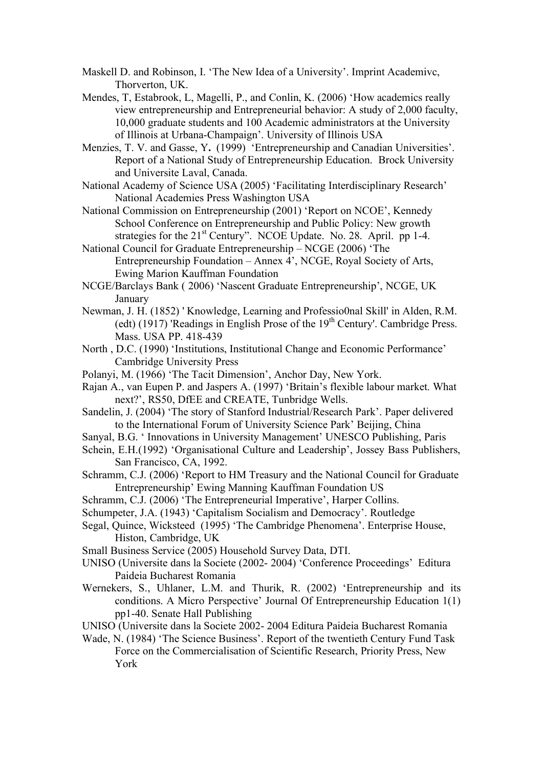Maskell D. and Robinson, I. 'The New Idea of a University'. Imprint Academivc, Thorverton, UK.

Mendes, T, Estabrook, L, Magelli, P., and Conlin, K. (2006) 'How academics really view entrepreneurship and Entrepreneurial behavior: A study of 2,000 faculty, 10,000 graduate students and 100 Academic administrators at the University of Illinois at Urbana-Champaign'. University of Illinois USA

Menzies, T. V. and Gasse, Y. (1999) 'Entrepreneurship and Canadian Universities'. Report of a National Study of Entrepreneurship Education. Brock University and Universite Laval, Canada.

National Academy of Science USA (2005) 'Facilitating Interdisciplinary Research' National Academies Press Washington USA

National Commission on Entrepreneurship (2001) 'Report on NCOE', Kennedy School Conference on Entrepreneurship and Public Policy: New growth strategies for the 21st Century". NCOE Update. No. 28. April. pp 1-4.

National Council for Graduate Entrepreneurship – NCGE (2006) 'The Entrepreneurship Foundation – Annex 4', NCGE, Royal Society of Arts, Ewing Marion Kauffman Foundation

NCGE/Barclays Bank ( 2006) 'Nascent Graduate Entrepreneurship', NCGE, UK January

Newman, J. H. (1852) ' Knowledge, Learning and Professio0nal Skill' in Alden, R.M. (edt) (1917) 'Readings in English Prose of the 19th Century'. Cambridge Press. Mass. USA PP. 418-439

North , D.C. (1990) 'Institutions, Institutional Change and Economic Performance' Cambridge University Press

Polanyi, M. (1966) 'The Tacit Dimension', Anchor Day, New York.

Rajan A., van Eupen P. and Jaspers A. (1997) 'Britain's flexible labour market. What next?', RS50, DfEE and CREATE, Tunbridge Wells.

Sandelin, J. (2004) 'The story of Stanford Industrial/Research Park'. Paper delivered to the International Forum of University Science Park' Beijing, China

Sanyal, B.G. ' Innovations in University Management' UNESCO Publishing, Paris

Schein, E.H.(1992) 'Organisational Culture and Leadership', Jossey Bass Publishers, San Francisco, CA, 1992.

Schramm, C.J. (2006) 'Report to HM Treasury and the National Council for Graduate Entrepreneurship' Ewing Manning Kauffman Foundation US

Schramm, C.J. (2006) 'The Entrepreneurial Imperative', Harper Collins.

Schumpeter, J.A. (1943) 'Capitalism Socialism and Democracy'. Routledge

Segal, Quince, Wicksteed (1995) 'The Cambridge Phenomena'. Enterprise House, Histon, Cambridge, UK

Small Business Service (2005) Household Survey Data, DTI.

UNISO (Universite dans la Societe (2002- 2004) 'Conference Proceedings' Editura Paideia Bucharest Romania

Wernekers, S., Uhlaner, L.M. and Thurik, R. (2002) 'Entrepreneurship and its conditions. A Micro Perspective' Journal Of Entrepreneurship Education 1(1) pp1-40. Senate Hall Publishing

UNISO (Universite dans la Societe 2002- 2004 Editura Paideia Bucharest Romania

Wade, N. (1984) 'The Science Business'. Report of the twentieth Century Fund Task Force on the Commercialisation of Scientific Research, Priority Press, New York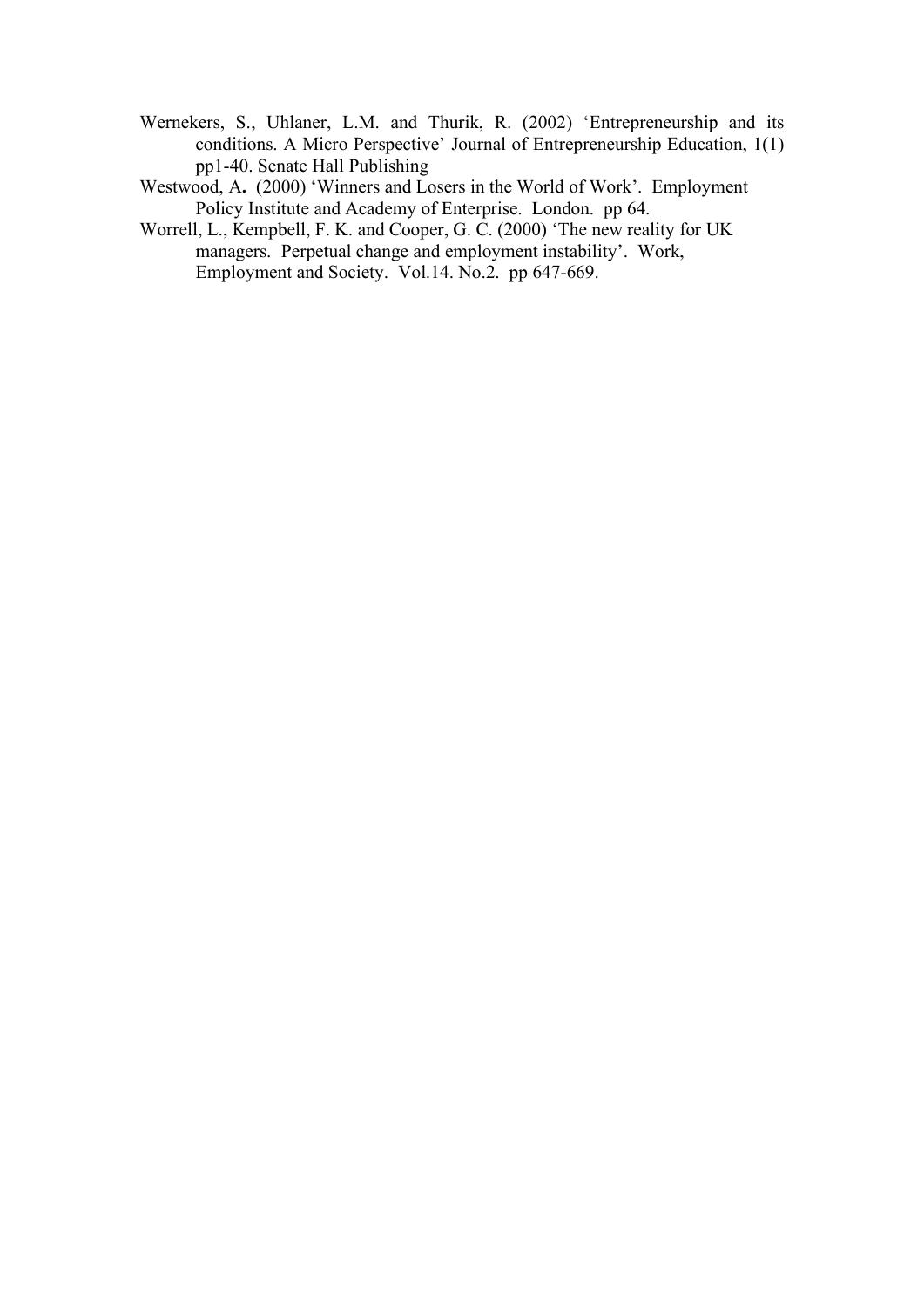Wernekers, S., Uhlaner, L.M. and Thurik, R. (2002) 'Entrepreneurship and its conditions. A Micro Perspective' Journal of Entrepreneurship Education, 1(1) pp1-40. Senate Hall Publishing

Westwood, A**.** (2000) 'Winners and Losers in the World of Work'. Employment Policy Institute and Academy of Enterprise. London. pp 64.

Worrell, L., Kempbell, F. K. and Cooper, G. C. (2000) 'The new reality for UK managers. Perpetual change and employment instability'. Work, Employment and Society. Vol.14. No.2. pp 647-669.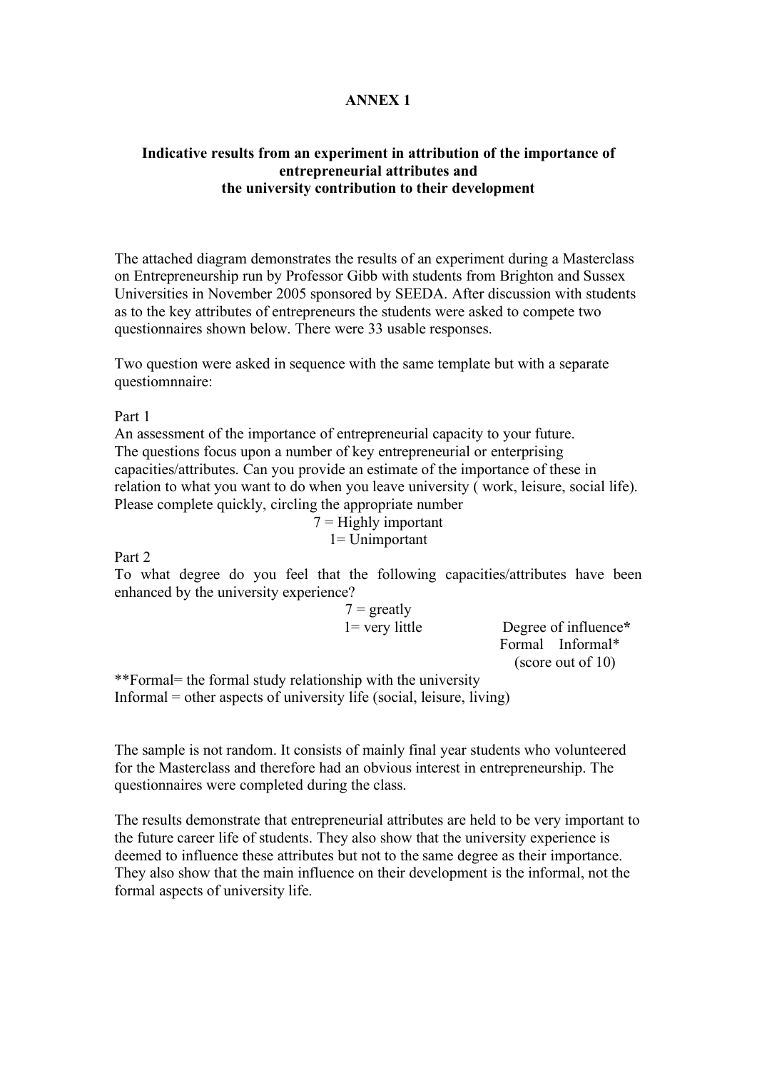**ANNEX 1**

**Indicative results from an experiment in attribution of the importance of entrepreneurial attributes and the university contribution to their development**

The attached diagram demonstrates the results of an experiment during a Masterclass on Entrepreneurship run by Professor Gibb with students from Brighton and Sussex Universities in November 2005 sponsored by SEEDA. After discussion with students as to the key attributes of entrepreneurs the students were asked to compete two questionnaires shown below. There were 33 usable responses.

Two question were asked in sequence with the same template but with a separate questiomnnaire:

Part 1
An assessment of the importance of entrepreneurial capacity to your future.
The questions focus upon a number of key entrepreneurial or enterprising capacities/attributes. Can you provide an estimate of the importance of these in relation to what you want to do when you leave university ( work, leisure, social life).
Please complete quickly, circling the appropriate number

7 = Highly important
1= Unimportant

Part 2
To what degree do you feel that the following capacities/attributes have been enhanced by the university experience?

7 = greatly
1= very little

Degree of influence*
Formal Informal*
(score out of 10)

**Formal= the formal study relationship with the university
Informal = other aspects of university life (social, leisure, living)

The sample is not random. It consists of mainly final year students who volunteered for the Masterclass and therefore had an obvious interest in entrepreneurship. The questionnaires were completed during the class.

The results demonstrate that entrepreneurial attributes are held to be very important to the future career life of students. They also show that the university experience is deemed to influence these attributes but not to the same degree as their importance. They also show that the main influence on their development is the informal, not the formal aspects of university life.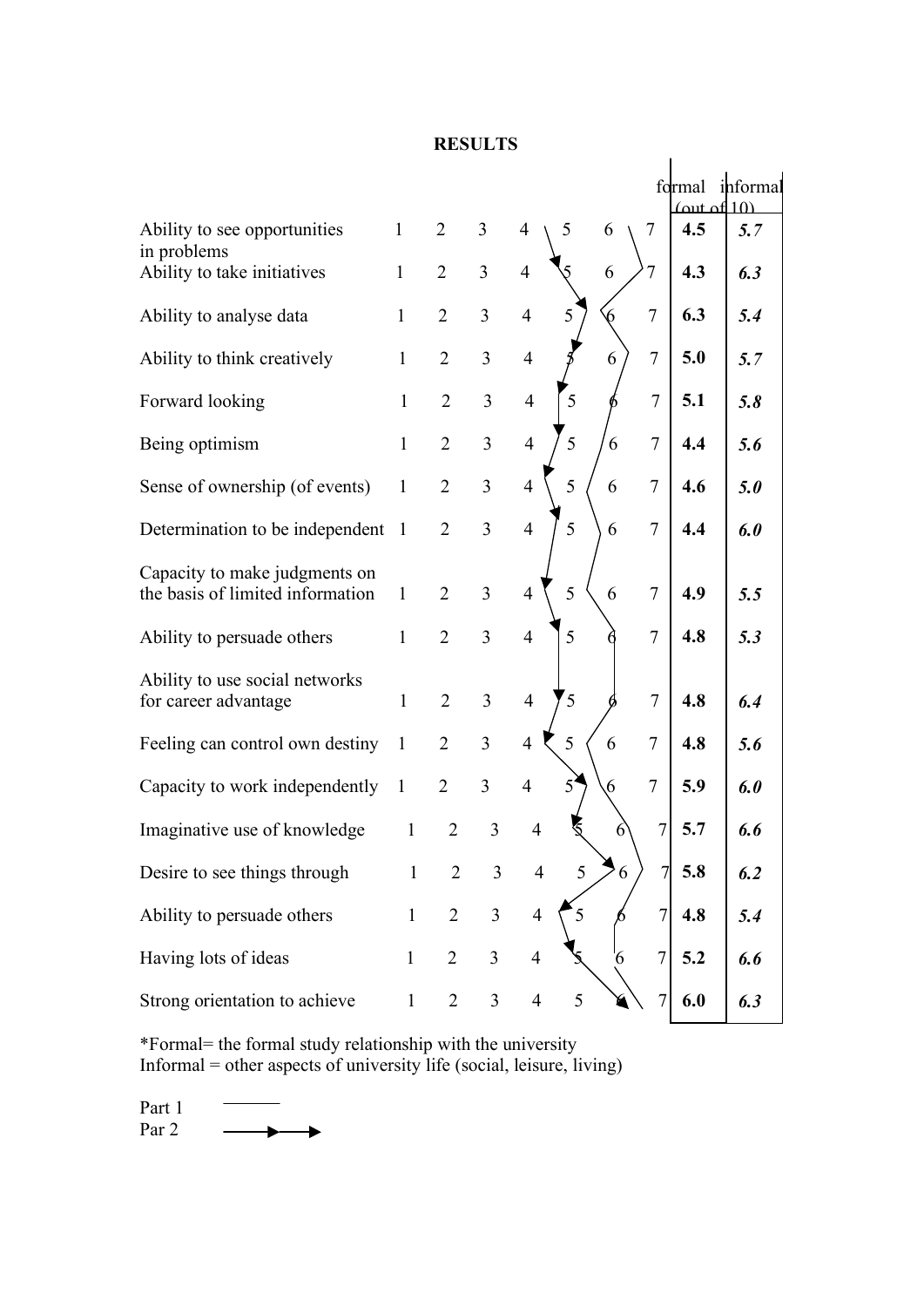# RESULTS

| | | | | | | | | formal (out of 10) | informal |
|---|---|---|---|---|---|---|---|---|---|
| Ability to see opportunities in problems | 1 | 2 | 3 | 4 | 5 | 6 | 7 | **4.5** | ***5.7*** |
| Ability to take initiatives | 1 | 2 | 3 | 4 | 5 | 6 | 7 | **4.3** | ***6.3*** |
| Ability to analyse data | 1 | 2 | 3 | 4 | 5 | 6 | 7 | **6.3** | ***5.4*** |
| Ability to think creatively | 1 | 2 | 3 | 4 | 5 | 6 | 7 | **5.0** | ***5.7*** |
| Forward looking | 1 | 2 | 3 | 4 | 5 | 6 | 7 | **5.1** | ***5.8*** |
| Being optimism | 1 | 2 | 3 | 4 | 5 | 6 | 7 | **4.4** | ***5.6*** |
| Sense of ownership (of events) | 1 | 2 | 3 | 4 | 5 | 6 | 7 | **4.6** | ***5.0*** |
| Determination to be independent | 1 | 2 | 3 | 4 | 5 | 6 | 7 | **4.4** | ***6.0*** |
| Capacity to make judgments on the basis of limited information | 1 | 2 | 3 | 4 | 5 | 6 | 7 | **4.9** | ***5.5*** |
| Ability to persuade others | 1 | 2 | 3 | 4 | 5 | 6 | 7 | **4.8** | ***5.3*** |
| Ability to use social networks for career advantage | 1 | 2 | 3 | 4 | 5 | 6 | 7 | **4.8** | ***6.4*** |
| Feeling can control own destiny | 1 | 2 | 3 | 4 | 5 | 6 | 7 | **4.8** | ***5.6*** |
| Capacity to work independently | 1 | 2 | 3 | 4 | 5 | 6 | 7 | **5.9** | ***6.0*** |
| Imaginative use of knowledge | 1 | 2 | 3 | 4 | 5 | 6 | 7 | **5.7** | ***6.6*** |
| Desire to see things through | 1 | 2 | 3 | 4 | 5 | 6 | 7 | **5.8** | ***6.2*** |
| Ability to persuade others | 1 | 2 | 3 | 4 | 5 | 6 | 7 | **4.8** | ***5.4*** |
| Having lots of ideas | 1 | 2 | 3 | 4 | 5 | 6 | 7 | **5.2** | ***6.6*** |
| Strong orientation to achieve | 1 | 2 | 3 | 4 | 5 | 6 | 7 | **6.0** | ***6.3*** |

*Formal= the formal study relationship with the university
Informal = other aspects of university life (social, leisure, living)

Part 1 ———

Par 2 ——▶——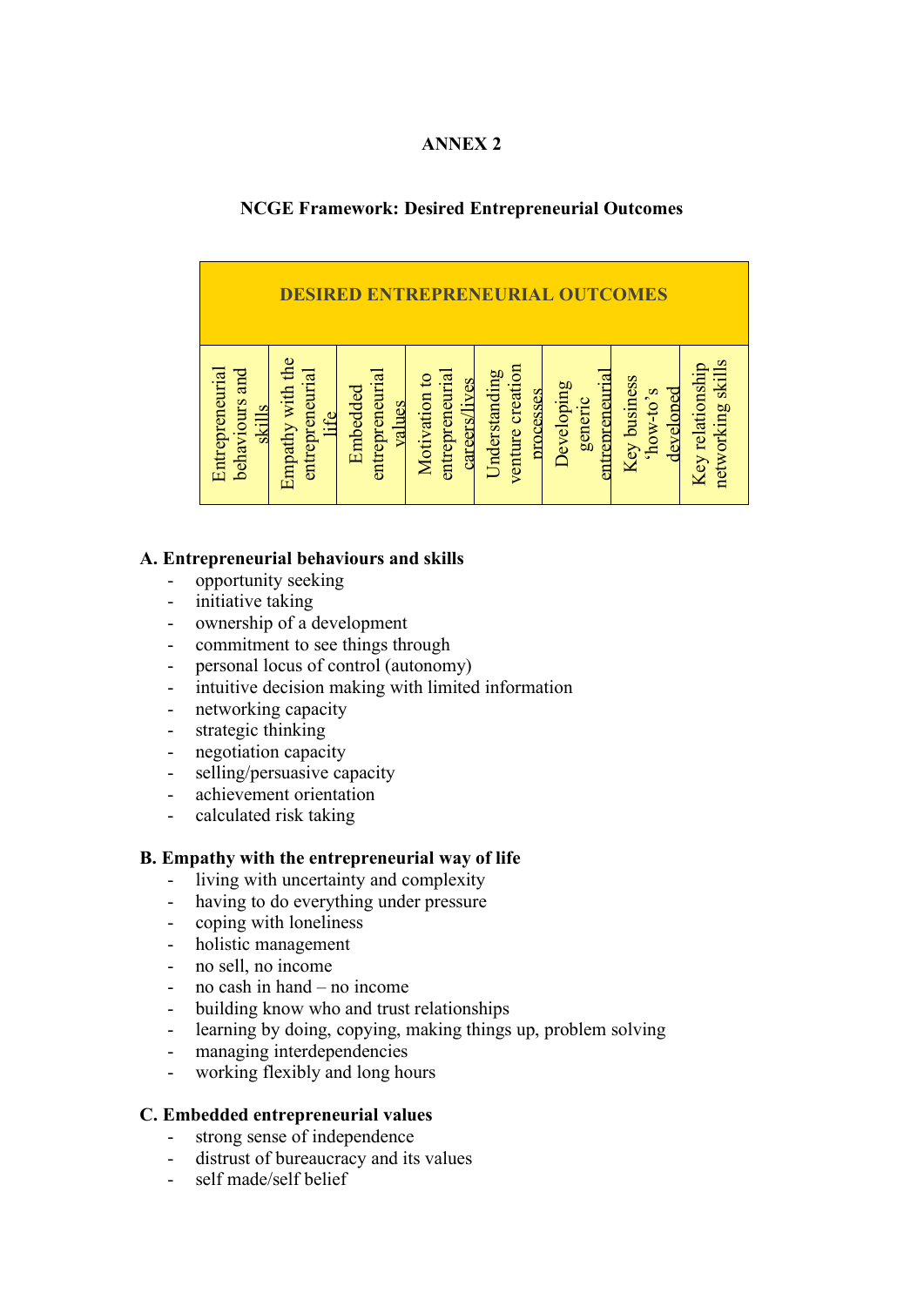# ANNEX 2

## NCGE Framework: Desired Entrepreneurial Outcomes

| DESIRED ENTREPRENEURIAL OUTCOMES | | | | | | | |
|---|---|---|---|---|---|---|---|
| Entrepreneurial behaviours and skills | Empathy with the entrepreneurial life | Embedded entrepreneurial values | Motivation to entrepreneurial careers/lives | Understanding venture creation processes | Developing generic entrepreneurial | Key business 'how-to's developed | Key relationship networking skills |

**A. Entrepreneurial behaviours and skills**

- opportunity seeking
- initiative taking
- ownership of a development
- commitment to see things through
- personal locus of control (autonomy)
- intuitive decision making with limited information
- networking capacity
- strategic thinking
- negotiation capacity
- selling/persuasive capacity
- achievement orientation
- calculated risk taking

**B. Empathy with the entrepreneurial way of life**

- living with uncertainty and complexity
- having to do everything under pressure
- coping with loneliness
- holistic management
- no sell, no income
- no cash in hand – no income
- building know who and trust relationships
- learning by doing, copying, making things up, problem solving
- managing interdependencies
- working flexibly and long hours

**C. Embedded entrepreneurial values**

- strong sense of independence
- distrust of bureaucracy and its values
- self made/self belief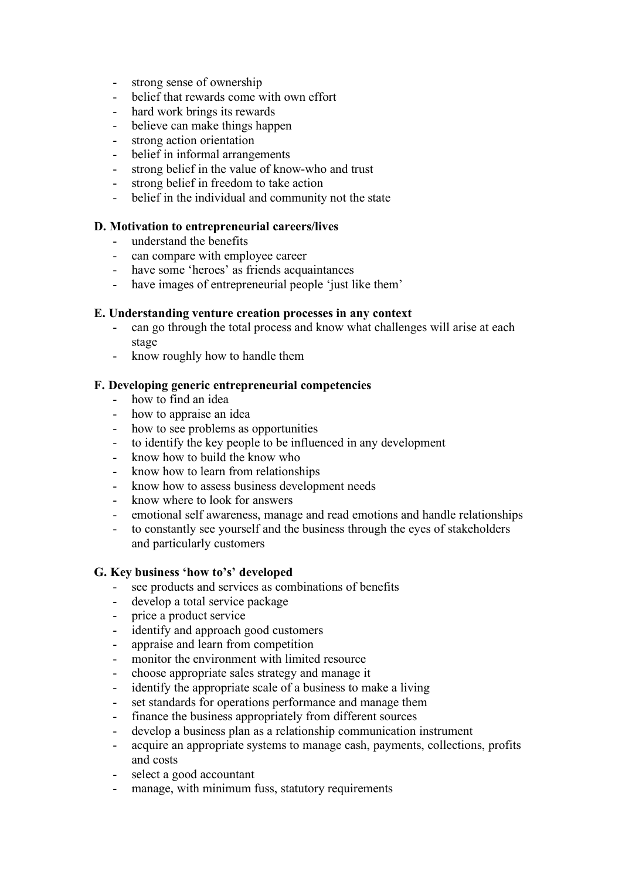- strong sense of ownership
- belief that rewards come with own effort
- hard work brings its rewards
- believe can make things happen
- strong action orientation
- belief in informal arrangements
- strong belief in the value of know-who and trust
- strong belief in freedom to take action
- belief in the individual and community not the state

**D. Motivation to entrepreneurial careers/lives**

- understand the benefits
- can compare with employee career
- have some 'heroes' as friends acquaintances
- have images of entrepreneurial people 'just like them'

**E. Understanding venture creation processes in any context**

- can go through the total process and know what challenges will arise at each stage
- know roughly how to handle them

**F. Developing generic entrepreneurial competencies**

- how to find an idea
- how to appraise an idea
- how to see problems as opportunities
- to identify the key people to be influenced in any development
- know how to build the know who
- know how to learn from relationships
- know how to assess business development needs
- know where to look for answers
- emotional self awareness, manage and read emotions and handle relationships
- to constantly see yourself and the business through the eyes of stakeholders and particularly customers

**G. Key business 'how to's' developed**

- see products and services as combinations of benefits
- develop a total service package
- price a product service
- identify and approach good customers
- appraise and learn from competition
- monitor the environment with limited resource
- choose appropriate sales strategy and manage it
- identify the appropriate scale of a business to make a living
- set standards for operations performance and manage them
- finance the business appropriately from different sources
- develop a business plan as a relationship communication instrument
- acquire an appropriate systems to manage cash, payments, collections, profits and costs
- select a good accountant
- manage, with minimum fuss, statutory requirements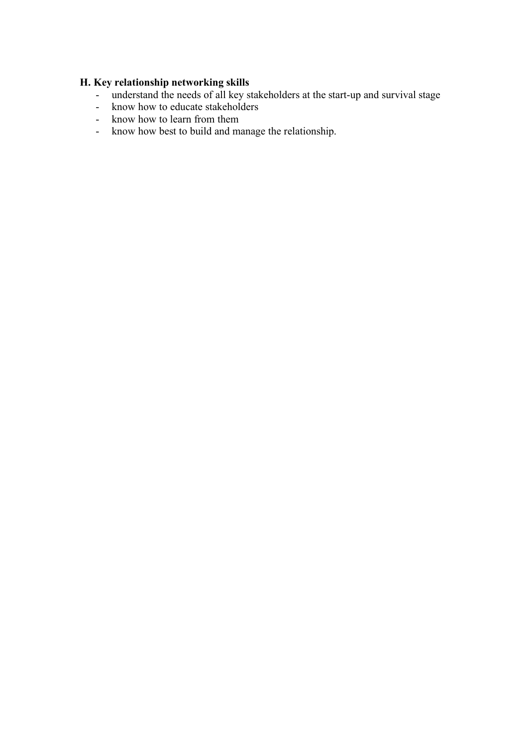**H. Key relationship networking skills**

- understand the needs of all key stakeholders at the start-up and survival stage
- know how to educate stakeholders
- know how to learn from them
- know how best to build and manage the relationship.